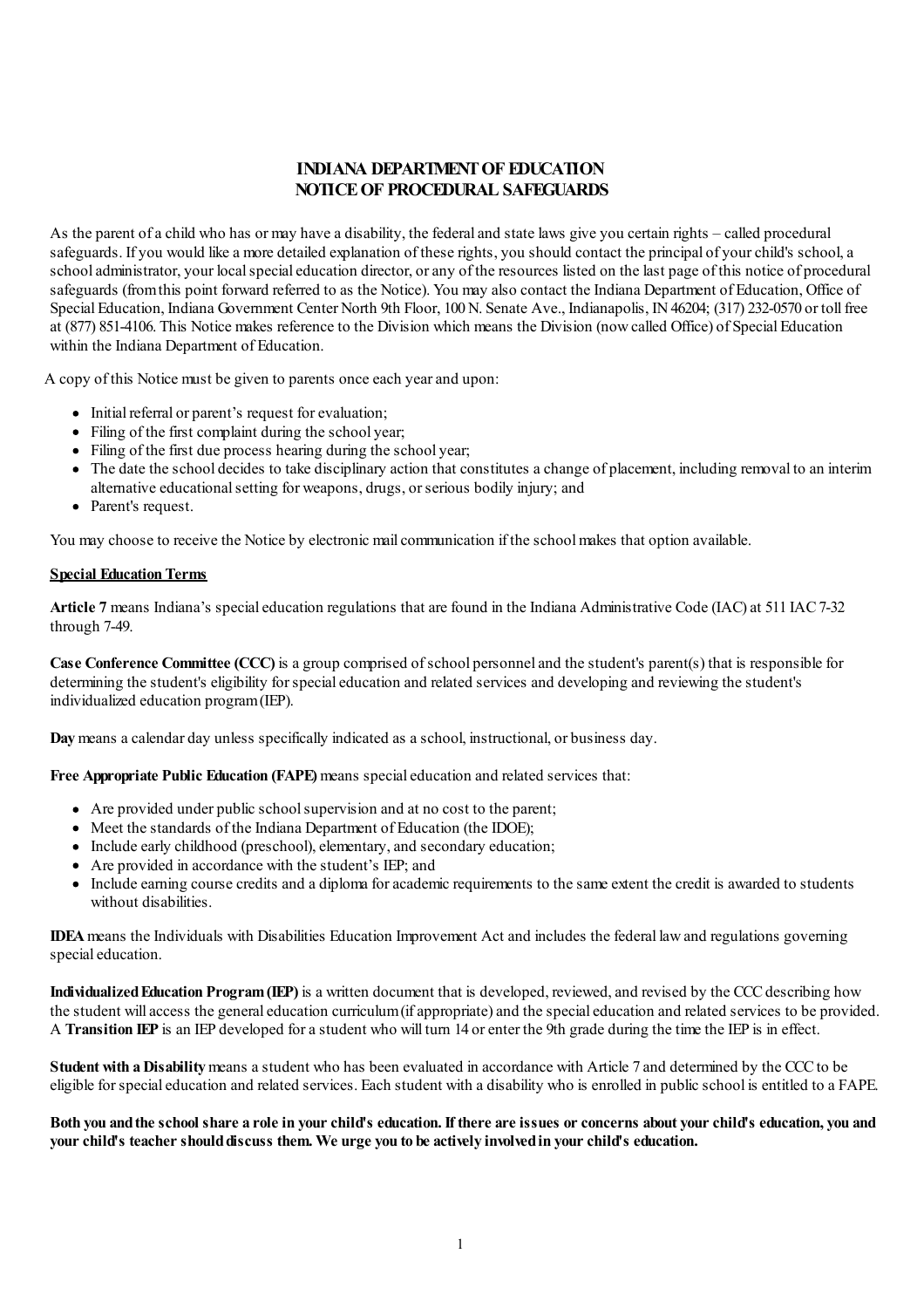# INDIANA DEPARTMENT OF EDUCATION
# NOTICE OF PROCEDURAL SAFEGUARDS

As the parent of a child who has or may have a disability, the federal and state laws give you certain rights – called procedural safeguards. If you would like a more detailed explanation of these rights, you should contact the principal of your child's school, a school administrator, your local special education director, or any of the resources listed on the last page of this notice of procedural safeguards (from this point forward referred to as the Notice). You may also contact the Indiana Department of Education, Office of Special Education, Indiana Government Center North 9th Floor, 100 N. Senate Ave., Indianapolis, IN 46204; (317) 232-0570 or toll free at (877) 851-4106. This Notice makes reference to the Division which means the Division (now called Office) of Special Education within the Indiana Department of Education.

A copy of this Notice must be given to parents once each year and upon:

- Initial referral or parent's request for evaluation;
- Filing of the first complaint during the school year;
- Filing of the first due process hearing during the school year;
- The date the school decides to take disciplinary action that constitutes a change of placement, including removal to an interim alternative educational setting for weapons, drugs, or serious bodily injury; and
- Parent's request.

You may choose to receive the Notice by electronic mail communication if the school makes that option available.

## Special Education Terms

**Article 7** means Indiana's special education regulations that are found in the Indiana Administrative Code (IAC) at 511 IAC 7-32 through 7-49.

**Case Conference Committee (CCC)** is a group comprised of school personnel and the student's parent(s) that is responsible for determining the student's eligibility for special education and related services and developing and reviewing the student's individualized education program (IEP).

**Day** means a calendar day unless specifically indicated as a school, instructional, or business day.

**Free Appropriate Public Education (FAPE)** means special education and related services that:

- Are provided under public school supervision and at no cost to the parent;
- Meet the standards of the Indiana Department of Education (the IDOE);
- Include early childhood (preschool), elementary, and secondary education;
- Are provided in accordance with the student's IEP; and
- Include earning course credits and a diploma for academic requirements to the same extent the credit is awarded to students without disabilities.

**IDEA** means the Individuals with Disabilities Education Improvement Act and includes the federal law and regulations governing special education.

**Individualized Education Program (IEP)** is a written document that is developed, reviewed, and revised by the CCC describing how the student will access the general education curriculum (if appropriate) and the special education and related services to be provided. A **Transition IEP** is an IEP developed for a student who will turn 14 or enter the 9th grade during the time the IEP is in effect.

**Student with a Disability** means a student who has been evaluated in accordance with Article 7 and determined by the CCC to be eligible for special education and related services. Each student with a disability who is enrolled in public school is entitled to a FAPE.

**Both you and the school share a role in your child's education. If there are issues or concerns about your child's education, you and your child's teacher should discuss them. We urge you to be actively involved in your child's education.**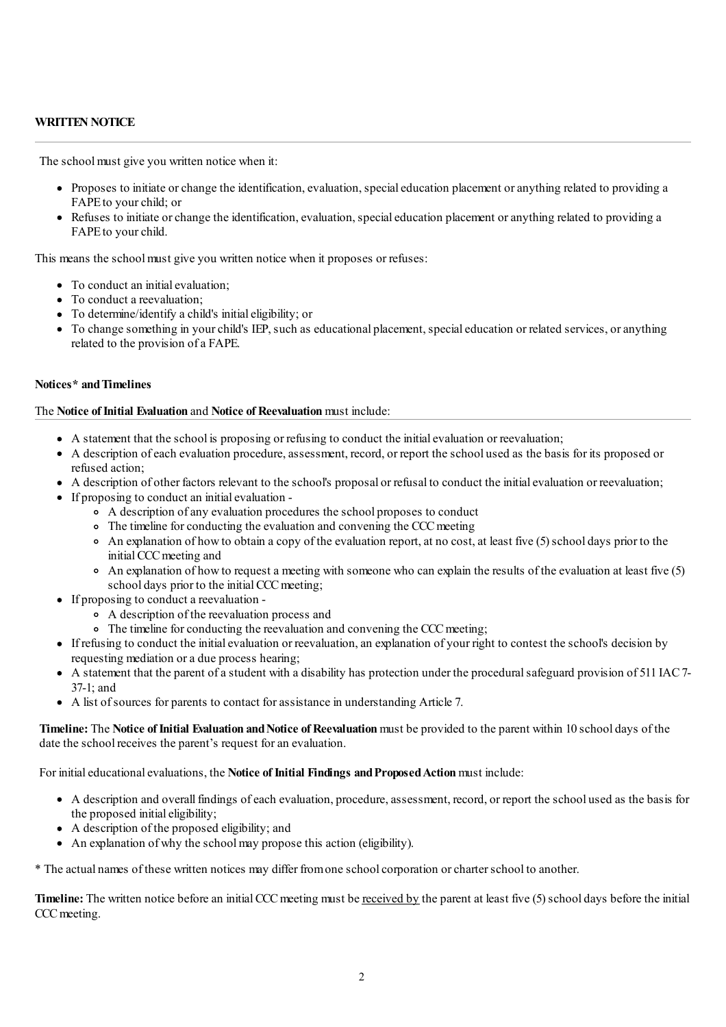## WRITTEN NOTICE

The school must give you written notice when it:

- Proposes to initiate or change the identification, evaluation, special education placement or anything related to providing a FAPE to your child; or
- Refuses to initiate or change the identification, evaluation, special education placement or anything related to providing a FAPE to your child.

This means the school must give you written notice when it proposes or refuses:

- To conduct an initial evaluation;
- To conduct a reevaluation;
- To determine/identify a child's initial eligibility; or
- To change something in your child's IEP, such as educational placement, special education or related services, or anything related to the provision of a FAPE.

### Notices* and Timelines

The **Notice of Initial Evaluation** and **Notice of Reevaluation** must include:

- A statement that the school is proposing or refusing to conduct the initial evaluation or reevaluation;
- A description of each evaluation procedure, assessment, record, or report the school used as the basis for its proposed or refused action;
- A description of other factors relevant to the school's proposal or refusal to conduct the initial evaluation or reevaluation;
- If proposing to conduct an initial evaluation -
  - A description of any evaluation procedures the school proposes to conduct
  - The timeline for conducting the evaluation and convening the CCC meeting
  - An explanation of how to obtain a copy of the evaluation report, at no cost, at least five (5) school days prior to the initial CCC meeting and
  - An explanation of how to request a meeting with someone who can explain the results of the evaluation at least five (5) school days prior to the initial CCC meeting;
- If proposing to conduct a reevaluation -
  - A description of the reevaluation process and
  - The timeline for conducting the reevaluation and convening the CCC meeting;
- If refusing to conduct the initial evaluation or reevaluation, an explanation of your right to contest the school's decision by requesting mediation or a due process hearing;
- A statement that the parent of a student with a disability has protection under the procedural safeguard provision of 511 IAC 7-37-1; and
- A list of sources for parents to contact for assistance in understanding Article 7.

**Timeline:** The **Notice of Initial Evaluation and Notice of Reevaluation** must be provided to the parent within 10 school days of the date the school receives the parent's request for an evaluation.

For initial educational evaluations, the **Notice of Initial Findings and Proposed Action** must include:

- A description and overall findings of each evaluation, procedure, assessment, record, or report the school used as the basis for the proposed initial eligibility;
- A description of the proposed eligibility; and
- An explanation of why the school may propose this action (eligibility).

* The actual names of these written notices may differ from one school corporation or charter school to another.

**Timeline:** The written notice before an initial CCC meeting must be received by the parent at least five (5) school days before the initial CCC meeting.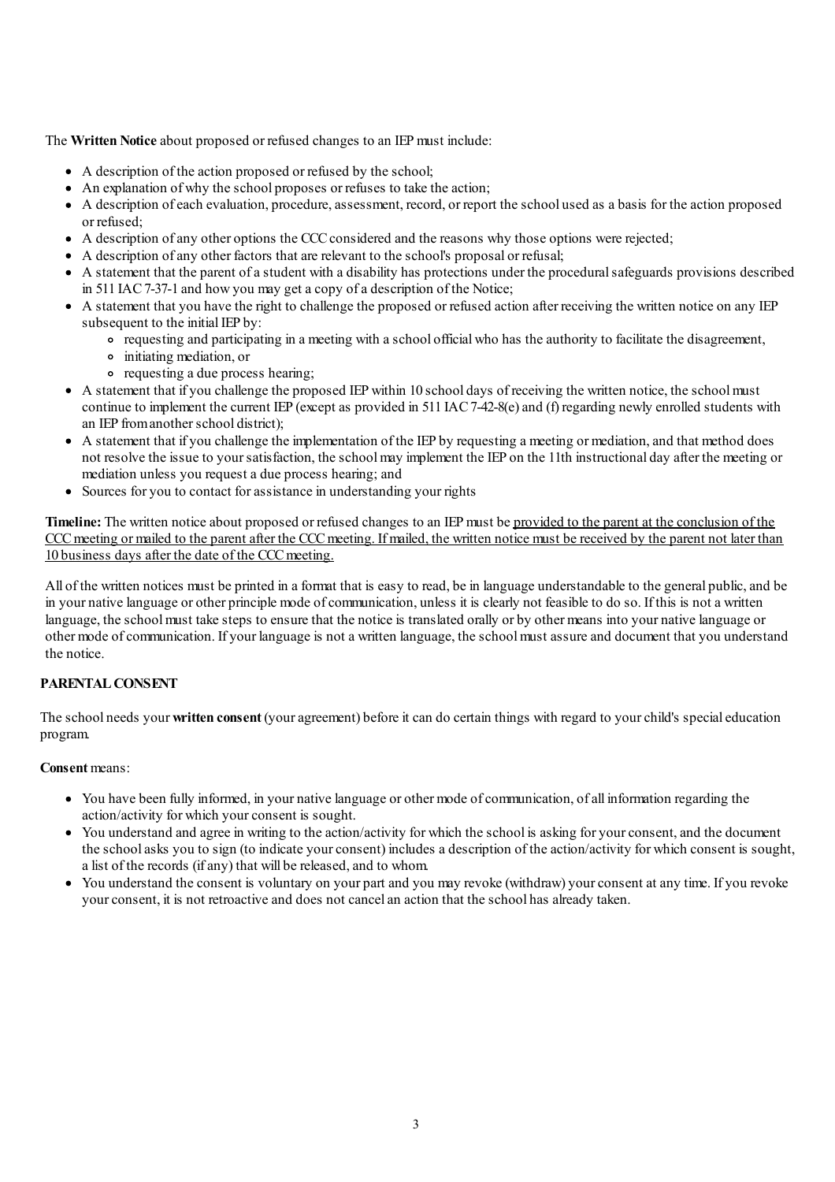The **Written Notice** about proposed or refused changes to an IEP must include:

- A description of the action proposed or refused by the school;
- An explanation of why the school proposes or refuses to take the action;
- A description of each evaluation, procedure, assessment, record, or report the school used as a basis for the action proposed or refused;
- A description of any other options the CCC considered and the reasons why those options were rejected;
- A description of any other factors that are relevant to the school's proposal or refusal;
- A statement that the parent of a student with a disability has protections under the procedural safeguards provisions described in 511 IAC 7-37-1 and how you may get a copy of a description of the Notice;
- A statement that you have the right to challenge the proposed or refused action after receiving the written notice on any IEP subsequent to the initial IEP by:
  - requesting and participating in a meeting with a school official who has the authority to facilitate the disagreement,
  - initiating mediation, or
  - requesting a due process hearing;
- A statement that if you challenge the proposed IEP within 10 school days of receiving the written notice, the school must continue to implement the current IEP (except as provided in 511 IAC 7-42-8(e) and (f) regarding newly enrolled students with an IEP from another school district);
- A statement that if you challenge the implementation of the IEP by requesting a meeting or mediation, and that method does not resolve the issue to your satisfaction, the school may implement the IEP on the 11th instructional day after the meeting or mediation unless you request a due process hearing; and
- Sources for you to contact for assistance in understanding your rights

**Timeline:** The written notice about proposed or refused changes to an IEP must be provided to the parent at the conclusion of the CCC meeting or mailed to the parent after the CCC meeting. If mailed, the written notice must be received by the parent not later than 10 business days after the date of the CCC meeting.

All of the written notices must be printed in a format that is easy to read, be in language understandable to the general public, and be in your native language or other principle mode of communication, unless it is clearly not feasible to do so. If this is not a written language, the school must take steps to ensure that the notice is translated orally or by other means into your native language or other mode of communication. If your language is not a written language, the school must assure and document that you understand the notice.

**PARENTAL CONSENT**

The school needs your **written consent** (your agreement) before it can do certain things with regard to your child's special education program.

**Consent** means:

- You have been fully informed, in your native language or other mode of communication, of all information regarding the action/activity for which your consent is sought.
- You understand and agree in writing to the action/activity for which the school is asking for your consent, and the document the school asks you to sign (to indicate your consent) includes a description of the action/activity for which consent is sought, a list of the records (if any) that will be released, and to whom.
- You understand the consent is voluntary on your part and you may revoke (withdraw) your consent at any time. If you revoke your consent, it is not retroactive and does not cancel an action that the school has already taken.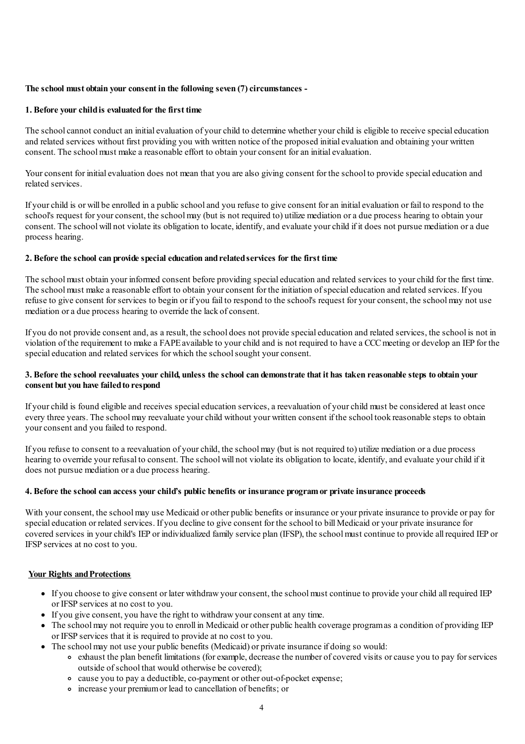**The school must obtain your consent in the following seven (7) circumstances -**

**1. Before your child is evaluated for the first time**

The school cannot conduct an initial evaluation of your child to determine whether your child is eligible to receive special education and related services without first providing you with written notice of the proposed initial evaluation and obtaining your written consent. The school must make a reasonable effort to obtain your consent for an initial evaluation.

Your consent for initial evaluation does not mean that you are also giving consent for the school to provide special education and related services.

If your child is or will be enrolled in a public school and you refuse to give consent for an initial evaluation or fail to respond to the school's request for your consent, the school may (but is not required to) utilize mediation or a due process hearing to obtain your consent. The school will not violate its obligation to locate, identify, and evaluate your child if it does not pursue mediation or a due process hearing.

**2. Before the school can provide special education and related services for the first time**

The school must obtain your informed consent before providing special education and related services to your child for the first time. The school must make a reasonable effort to obtain your consent for the initiation of special education and related services. If you refuse to give consent for services to begin or if you fail to respond to the school's request for your consent, the school may not use mediation or a due process hearing to override the lack of consent.

If you do not provide consent and, as a result, the school does not provide special education and related services, the school is not in violation of the requirement to make a FAPE available to your child and is not required to have a CCC meeting or develop an IEP for the special education and related services for which the school sought your consent.

**3. Before the school reevaluates your child, unless the school can demonstrate that it has taken reasonable steps to obtain your consent but you have failed to respond**

If your child is found eligible and receives special education services, a reevaluation of your child must be considered at least once every three years. The school may reevaluate your child without your written consent if the school took reasonable steps to obtain your consent and you failed to respond.

If you refuse to consent to a reevaluation of your child, the school may (but is not required to) utilize mediation or a due process hearing to override your refusal to consent. The school will not violate its obligation to locate, identify, and evaluate your child if it does not pursue mediation or a due process hearing.

**4. Before the school can access your child's public benefits or insurance program or private insurance proceeds**

With your consent, the school may use Medicaid or other public benefits or insurance or your private insurance to provide or pay for special education or related services. If you decline to give consent for the school to bill Medicaid or your private insurance for covered services in your child's IEP or individualized family service plan (IFSP), the school must continue to provide all required IEP or IFSP services at no cost to you.

**Your Rights and Protections**

- If you choose to give consent or later withdraw your consent, the school must continue to provide your child all required IEP or IFSP services at no cost to you.
- If you give consent, you have the right to withdraw your consent at any time.
- The school may not require you to enroll in Medicaid or other public health coverage program as a condition of providing IEP or IFSP services that it is required to provide at no cost to you.
- The school may not use your public benefits (Medicaid) or private insurance if doing so would:
  - exhaust the plan benefit limitations (for example, decrease the number of covered visits or cause you to pay for services outside of school that would otherwise be covered);
  - cause you to pay a deductible, co-payment or other out-of-pocket expense;
  - increase your premium or lead to cancellation of benefits; or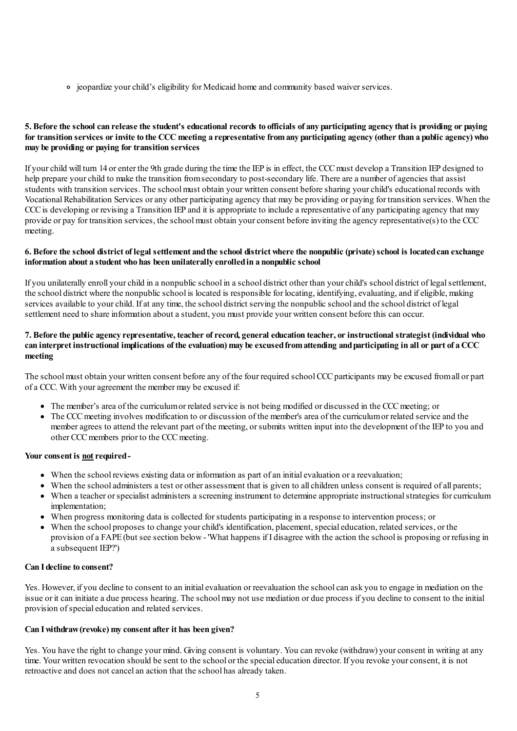- jeopardize your child's eligibility for Medicaid home and community based waiver services.

**5. Before the school can release the student's educational records to officials of any participating agency that is providing or paying for transition services or invite to the CCC meeting a representative from any participating agency (other than a public agency) who may be providing or paying for transition services**

If your child will turn 14 or enter the 9th grade during the time the IEP is in effect, the CCC must develop a Transition IEP designed to help prepare your child to make the transition from secondary to post-secondary life. There are a number of agencies that assist students with transition services. The school must obtain your written consent before sharing your child's educational records with Vocational Rehabilitation Services or any other participating agency that may be providing or paying for transition services. When the CCC is developing or revising a Transition IEP and it is appropriate to include a representative of any participating agency that may provide or pay for transition services, the school must obtain your consent before inviting the agency representative(s) to the CCC meeting.

**6. Before the school district of legal settlement and the school district where the nonpublic (private) school is located can exchange information about a student who has been unilaterally enrolled in a nonpublic school**

If you unilaterally enroll your child in a nonpublic school in a school district other than your child's school district of legal settlement, the school district where the nonpublic school is located is responsible for locating, identifying, evaluating, and if eligible, making services available to your child. If at any time, the school district serving the nonpublic school and the school district of legal settlement need to share information about a student, you must provide your written consent before this can occur.

**7. Before the public agency representative, teacher of record, general education teacher, or instructional strategist (individual who can interpret instructional implications of the evaluation) may be excused from attending and participating in all or part of a CCC meeting**

The school must obtain your written consent before any of the four required school CCC participants may be excused from all or part of a CCC. With your agreement the member may be excused if:

- The member's area of the curriculum or related service is not being modified or discussed in the CCC meeting; or
- The CCC meeting involves modification to or discussion of the member's area of the curriculum or related service and the member agrees to attend the relevant part of the meeting, or submits written input into the development of the IEP to you and other CCC members prior to the CCC meeting.

**Your consent is <u>not</u> required -**

- When the school reviews existing data or information as part of an initial evaluation or a reevaluation;
- When the school administers a test or other assessment that is given to all children unless consent is required of all parents;
- When a teacher or specialist administers a screening instrument to determine appropriate instructional strategies for curriculum implementation;
- When progress monitoring data is collected for students participating in a response to intervention process; or
- When the school proposes to change your child's identification, placement, special education, related services, or the provision of a FAPE (but see section below - 'What happens if I disagree with the action the school is proposing or refusing in a subsequent IEP?')

**Can I decline to consent?**

Yes. However, if you decline to consent to an initial evaluation or reevaluation the school can ask you to engage in mediation on the issue or it can initiate a due process hearing. The school may not use mediation or due process if you decline to consent to the initial provision of special education and related services.

**Can I withdraw (revoke) my consent after it has been given?**

Yes. You have the right to change your mind. Giving consent is voluntary. You can revoke (withdraw) your consent in writing at any time. Your written revocation should be sent to the school or the special education director. If you revoke your consent, it is not retroactive and does not cancel an action that the school has already taken.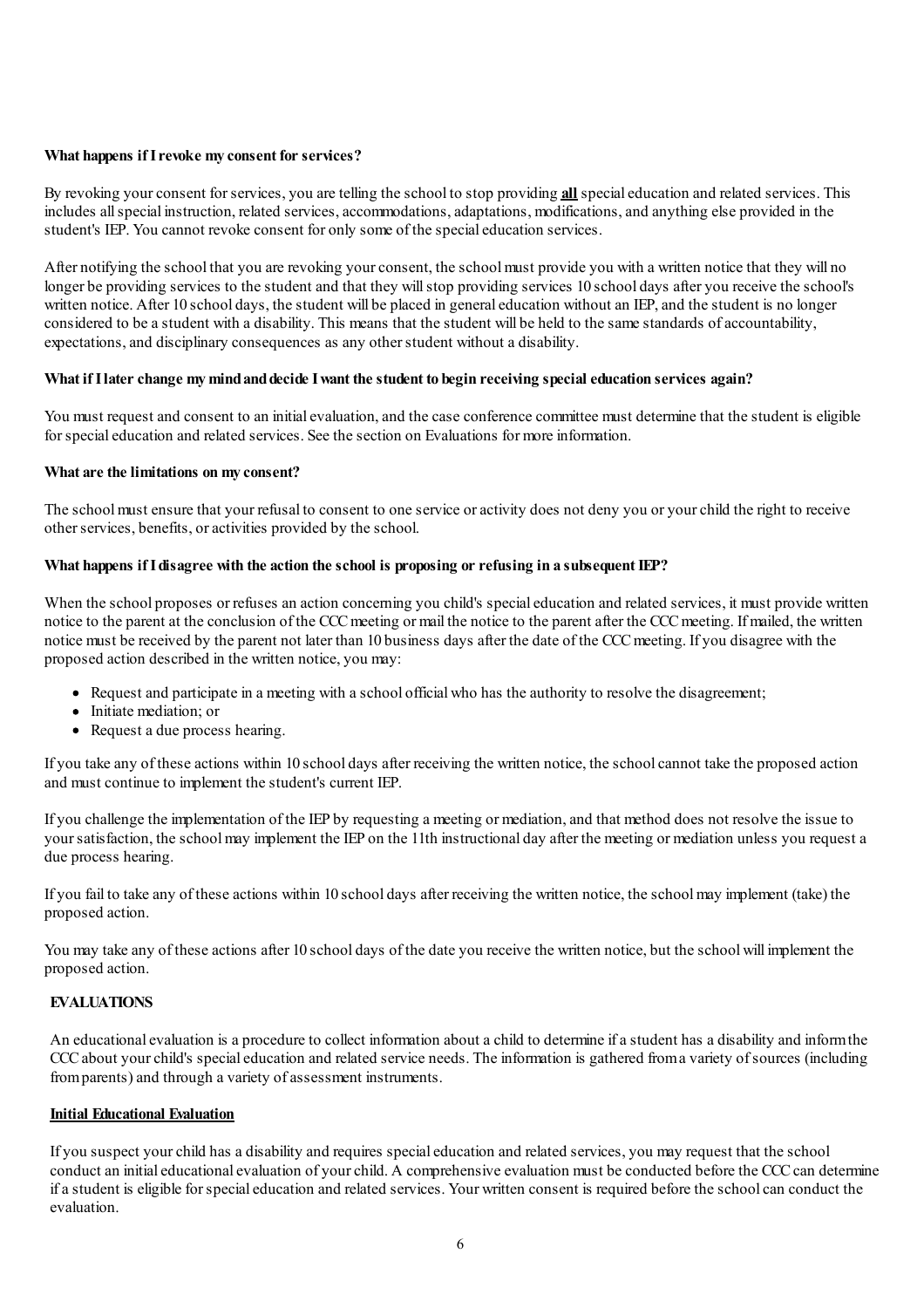**What happens if I revoke my consent for services?**

By revoking your consent for services, you are telling the school to stop providing **all** special education and related services. This includes all special instruction, related services, accommodations, adaptations, modifications, and anything else provided in the student's IEP. You cannot revoke consent for only some of the special education services.

After notifying the school that you are revoking your consent, the school must provide you with a written notice that they will no longer be providing services to the student and that they will stop providing services 10 school days after you receive the school's written notice. After 10 school days, the student will be placed in general education without an IEP, and the student is no longer considered to be a student with a disability. This means that the student will be held to the same standards of accountability, expectations, and disciplinary consequences as any other student without a disability.

**What if I later change my mind and decide I want the student to begin receiving special education services again?**

You must request and consent to an initial evaluation, and the case conference committee must determine that the student is eligible for special education and related services. See the section on Evaluations for more information.

**What are the limitations on my consent?**

The school must ensure that your refusal to consent to one service or activity does not deny you or your child the right to receive other services, benefits, or activities provided by the school.

**What happens if I disagree with the action the school is proposing or refusing in a subsequent IEP?**

When the school proposes or refuses an action concerning you child's special education and related services, it must provide written notice to the parent at the conclusion of the CCC meeting or mail the notice to the parent after the CCC meeting. If mailed, the written notice must be received by the parent not later than 10 business days after the date of the CCC meeting. If you disagree with the proposed action described in the written notice, you may:

- Request and participate in a meeting with a school official who has the authority to resolve the disagreement;
- Initiate mediation; or
- Request a due process hearing.

If you take any of these actions within 10 school days after receiving the written notice, the school cannot take the proposed action and must continue to implement the student's current IEP.

If you challenge the implementation of the IEP by requesting a meeting or mediation, and that method does not resolve the issue to your satisfaction, the school may implement the IEP on the 11th instructional day after the meeting or mediation unless you request a due process hearing.

If you fail to take any of these actions within 10 school days after receiving the written notice, the school may implement (take) the proposed action.

You may take any of these actions after 10 school days of the date you receive the written notice, but the school will implement the proposed action.

## EVALUATIONS

An educational evaluation is a procedure to collect information about a child to determine if a student has a disability and inform the CCC about your child's special education and related service needs. The information is gathered from a variety of sources (including from parents) and through a variety of assessment instruments.

### Initial Educational Evaluation

If you suspect your child has a disability and requires special education and related services, you may request that the school conduct an initial educational evaluation of your child. A comprehensive evaluation must be conducted before the CCC can determine if a student is eligible for special education and related services. Your written consent is required before the school can conduct the evaluation.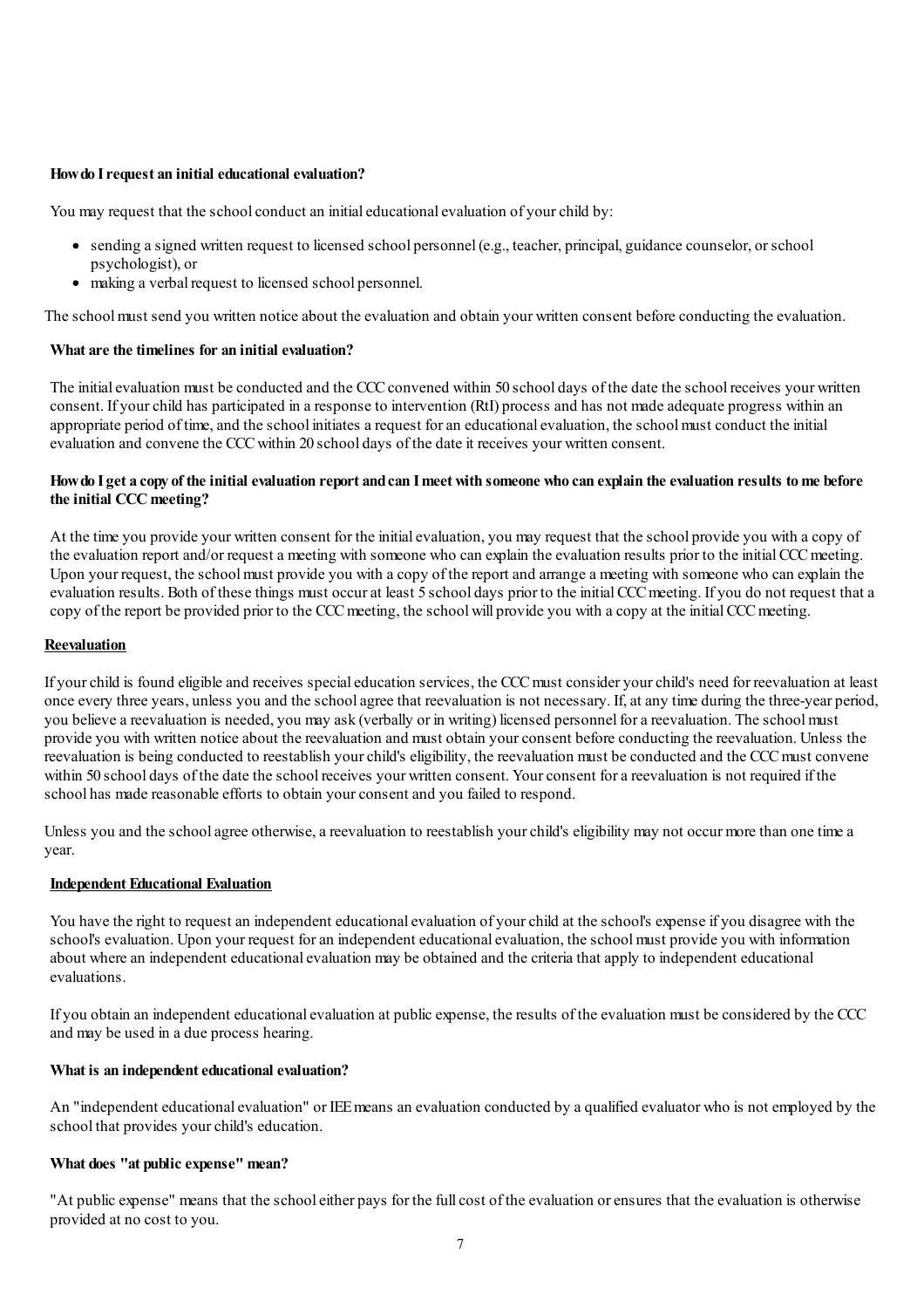**How do I request an initial educational evaluation?**

You may request that the school conduct an initial educational evaluation of your child by:

- sending a signed written request to licensed school personnel (e.g., teacher, principal, guidance counselor, or school psychologist), or
- making a verbal request to licensed school personnel.

The school must send you written notice about the evaluation and obtain your written consent before conducting the evaluation.

**What are the timelines for an initial evaluation?**

The initial evaluation must be conducted and the CCC convened within 50 school days of the date the school receives your written consent. If your child has participated in a response to intervention (RtI) process and has not made adequate progress within an appropriate period of time, and the school initiates a request for an educational evaluation, the school must conduct the initial evaluation and convene the CCC within 20 school days of the date it receives your written consent.

**How do I get a copy of the initial evaluation report and can I meet with someone who can explain the evaluation results to me before the initial CCC meeting?**

At the time you provide your written consent for the initial evaluation, you may request that the school provide you with a copy of the evaluation report and/or request a meeting with someone who can explain the evaluation results prior to the initial CCC meeting. Upon your request, the school must provide you with a copy of the report and arrange a meeting with someone who can explain the evaluation results. Both of these things must occur at least 5 school days prior to the initial CCC meeting. If you do not request that a copy of the report be provided prior to the CCC meeting, the school will provide you with a copy at the initial CCC meeting.

**Reevaluation**

If your child is found eligible and receives special education services, the CCC must consider your child's need for reevaluation at least once every three years, unless you and the school agree that reevaluation is not necessary. If, at any time during the three-year period, you believe a reevaluation is needed, you may ask (verbally or in writing) licensed personnel for a reevaluation. The school must provide you with written notice about the reevaluation and must obtain your consent before conducting the reevaluation. Unless the reevaluation is being conducted to reestablish your child's eligibility, the reevaluation must be conducted and the CCC must convene within 50 school days of the date the school receives your written consent. Your consent for a reevaluation is not required if the school has made reasonable efforts to obtain your consent and you failed to respond.

Unless you and the school agree otherwise, a reevaluation to reestablish your child's eligibility may not occur more than one time a year.

**Independent Educational Evaluation**

You have the right to request an independent educational evaluation of your child at the school's expense if you disagree with the school's evaluation. Upon your request for an independent educational evaluation, the school must provide you with information about where an independent educational evaluation may be obtained and the criteria that apply to independent educational evaluations.

If you obtain an independent educational evaluation at public expense, the results of the evaluation must be considered by the CCC and may be used in a due process hearing.

**What is an independent educational evaluation?**

An "independent educational evaluation" or IEE means an evaluation conducted by a qualified evaluator who is not employed by the school that provides your child's education.

**What does "at public expense" mean?**

"At public expense" means that the school either pays for the full cost of the evaluation or ensures that the evaluation is otherwise provided at no cost to you.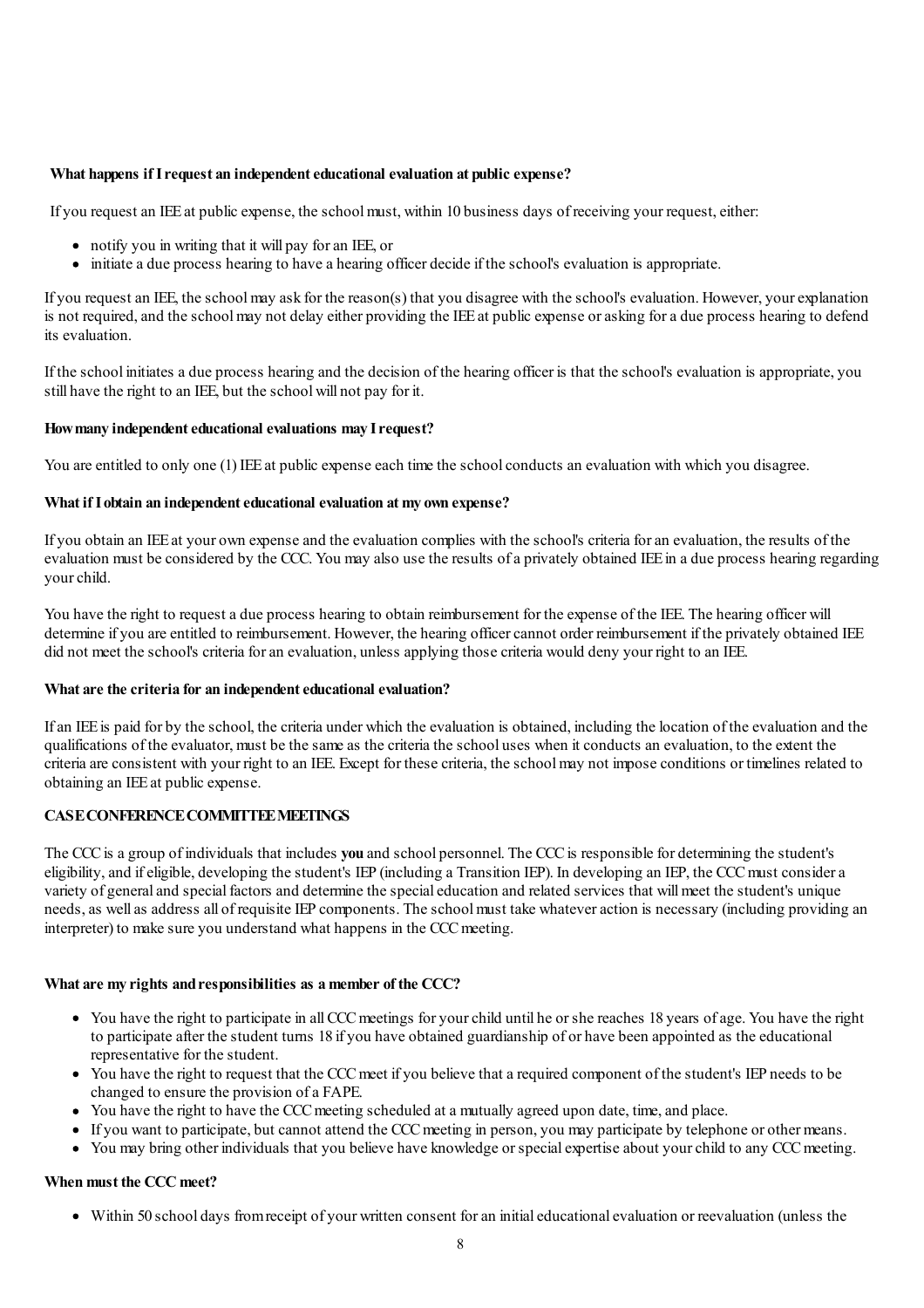**What happens if I request an independent educational evaluation at public expense?**

If you request an IEE at public expense, the school must, within 10 business days of receiving your request, either:

- notify you in writing that it will pay for an IEE, or
- initiate a due process hearing to have a hearing officer decide if the school's evaluation is appropriate.

If you request an IEE, the school may ask for the reason(s) that you disagree with the school's evaluation. However, your explanation is not required, and the school may not delay either providing the IEE at public expense or asking for a due process hearing to defend its evaluation.

If the school initiates a due process hearing and the decision of the hearing officer is that the school's evaluation is appropriate, you still have the right to an IEE, but the school will not pay for it.

**How many independent educational evaluations may I request?**

You are entitled to only one (1) IEE at public expense each time the school conducts an evaluation with which you disagree.

**What if I obtain an independent educational evaluation at my own expense?**

If you obtain an IEE at your own expense and the evaluation complies with the school's criteria for an evaluation, the results of the evaluation must be considered by the CCC. You may also use the results of a privately obtained IEE in a due process hearing regarding your child.

You have the right to request a due process hearing to obtain reimbursement for the expense of the IEE. The hearing officer will determine if you are entitled to reimbursement. However, the hearing officer cannot order reimbursement if the privately obtained IEE did not meet the school's criteria for an evaluation, unless applying those criteria would deny your right to an IEE.

**What are the criteria for an independent educational evaluation?**

If an IEE is paid for by the school, the criteria under which the evaluation is obtained, including the location of the evaluation and the qualifications of the evaluator, must be the same as the criteria the school uses when it conducts an evaluation, to the extent the criteria are consistent with your right to an IEE. Except for these criteria, the school may not impose conditions or timelines related to obtaining an IEE at public expense.

## CASE CONFERENCE COMMITTEE MEETINGS

The CCC is a group of individuals that includes **you** and school personnel. The CCC is responsible for determining the student's eligibility, and if eligible, developing the student's IEP (including a Transition IEP). In developing an IEP, the CCC must consider a variety of general and special factors and determine the special education and related services that will meet the student's unique needs, as well as address all of requisite IEP components. The school must take whatever action is necessary (including providing an interpreter) to make sure you understand what happens in the CCC meeting.

**What are my rights and responsibilities as a member of the CCC?**

- You have the right to participate in all CCC meetings for your child until he or she reaches 18 years of age. You have the right to participate after the student turns 18 if you have obtained guardianship of or have been appointed as the educational representative for the student.
- You have the right to request that the CCC meet if you believe that a required component of the student's IEP needs to be changed to ensure the provision of a FAPE.
- You have the right to have the CCC meeting scheduled at a mutually agreed upon date, time, and place.
- If you want to participate, but cannot attend the CCC meeting in person, you may participate by telephone or other means.
- You may bring other individuals that you believe have knowledge or special expertise about your child to any CCC meeting.

**When must the CCC meet?**

- Within 50 school days from receipt of your written consent for an initial educational evaluation or reevaluation (unless the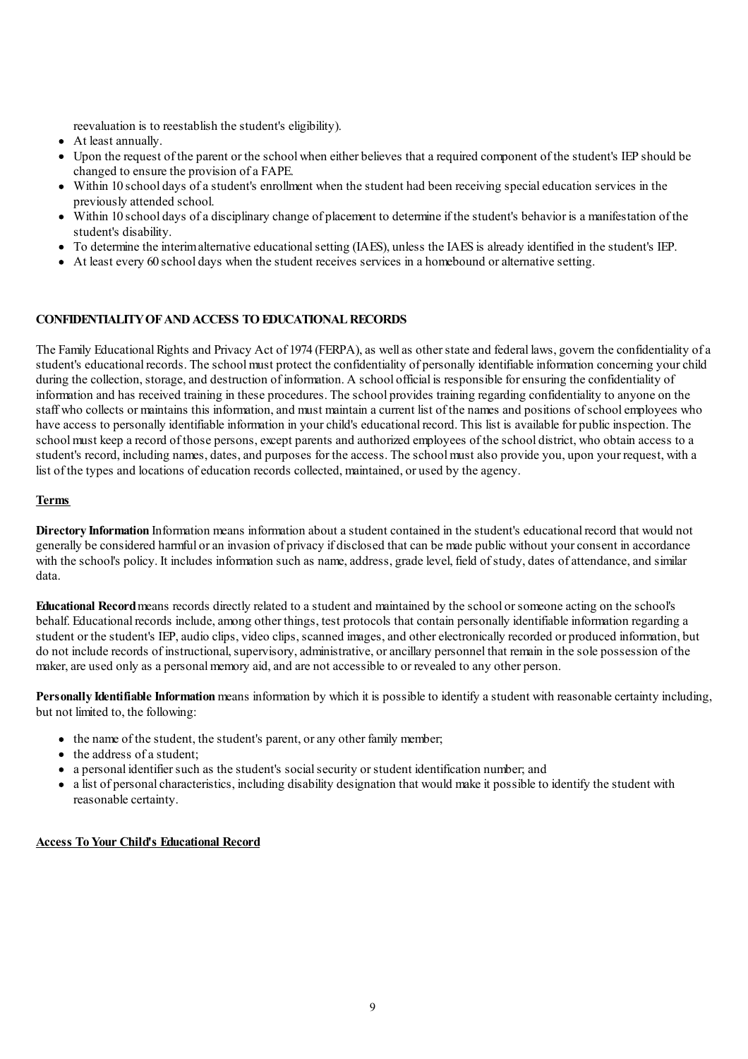reevaluation is to reestablish the student's eligibility).

- At least annually.
- Upon the request of the parent or the school when either believes that a required component of the student's IEP should be changed to ensure the provision of a FAPE.
- Within 10 school days of a student's enrollment when the student had been receiving special education services in the previously attended school.
- Within 10 school days of a disciplinary change of placement to determine if the student's behavior is a manifestation of the student's disability.
- To determine the interim alternative educational setting (IAES), unless the IAES is already identified in the student's IEP.
- At least every 60 school days when the student receives services in a homebound or alternative setting.

## CONFIDENTIALITY OF AND ACCESS TO EDUCATIONAL RECORDS

The Family Educational Rights and Privacy Act of 1974 (FERPA), as well as other state and federal laws, govern the confidentiality of a student's educational records. The school must protect the confidentiality of personally identifiable information concerning your child during the collection, storage, and destruction of information. A school official is responsible for ensuring the confidentiality of information and has received training in these procedures. The school provides training regarding confidentiality to anyone on the staff who collects or maintains this information, and must maintain a current list of the names and positions of school employees who have access to personally identifiable information in your child's educational record. This list is available for public inspection. The school must keep a record of those persons, except parents and authorized employees of the school district, who obtain access to a student's record, including names, dates, and purposes for the access. The school must also provide you, upon your request, with a list of the types and locations of education records collected, maintained, or used by the agency.

### Terms

**Directory Information** Information means information about a student contained in the student's educational record that would not generally be considered harmful or an invasion of privacy if disclosed that can be made public without your consent in accordance with the school's policy. It includes information such as name, address, grade level, field of study, dates of attendance, and similar data.

**Educational Record** means records directly related to a student and maintained by the school or someone acting on the school's behalf. Educational records include, among other things, test protocols that contain personally identifiable information regarding a student or the student's IEP, audio clips, video clips, scanned images, and other electronically recorded or produced information, but do not include records of instructional, supervisory, administrative, or ancillary personnel that remain in the sole possession of the maker, are used only as a personal memory aid, and are not accessible to or revealed to any other person.

**Personally Identifiable Information** means information by which it is possible to identify a student with reasonable certainty including, but not limited to, the following:

- the name of the student, the student's parent, or any other family member;
- the address of a student;
- a personal identifier such as the student's social security or student identification number; and
- a list of personal characteristics, including disability designation that would make it possible to identify the student with reasonable certainty.

### Access To Your Child's Educational Record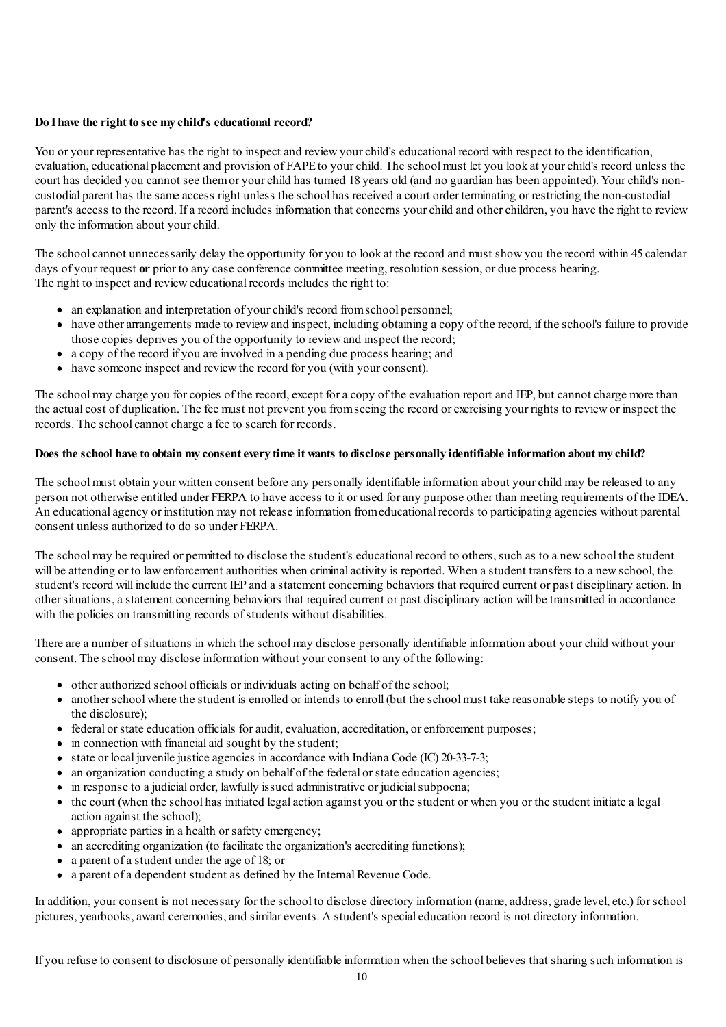**Do I have the right to see my child's educational record?**

You or your representative has the right to inspect and review your child's educational record with respect to the identification, evaluation, educational placement and provision of FAPE to your child. The school must let you look at your child's record unless the court has decided you cannot see them or your child has turned 18 years old (and no guardian has been appointed). Your child's non-custodial parent has the same access right unless the school has received a court order terminating or restricting the non-custodial parent's access to the record. If a record includes information that concerns your child and other children, you have the right to review only the information about your child.

The school cannot unnecessarily delay the opportunity for you to look at the record and must show you the record within 45 calendar days of your request **or** prior to any case conference committee meeting, resolution session, or due process hearing.
The right to inspect and review educational records includes the right to:

- an explanation and interpretation of your child's record from school personnel;
- have other arrangements made to review and inspect, including obtaining a copy of the record, if the school's failure to provide those copies deprives you of the opportunity to review and inspect the record;
- a copy of the record if you are involved in a pending due process hearing; and
- have someone inspect and review the record for you (with your consent).

The school may charge you for copies of the record, except for a copy of the evaluation report and IEP, but cannot charge more than the actual cost of duplication. The fee must not prevent you from seeing the record or exercising your rights to review or inspect the records. The school cannot charge a fee to search for records.

**Does the school have to obtain my consent every time it wants to disclose personally identifiable information about my child?**

The school must obtain your written consent before any personally identifiable information about your child may be released to any person not otherwise entitled under FERPA to have access to it or used for any purpose other than meeting requirements of the IDEA. An educational agency or institution may not release information from educational records to participating agencies without parental consent unless authorized to do so under FERPA.

The school may be required or permitted to disclose the student's educational record to others, such as to a new school the student will be attending or to law enforcement authorities when criminal activity is reported. When a student transfers to a new school, the student's record will include the current IEP and a statement concerning behaviors that required current or past disciplinary action. In other situations, a statement concerning behaviors that required current or past disciplinary action will be transmitted in accordance with the policies on transmitting records of students without disabilities.

There are a number of situations in which the school may disclose personally identifiable information about your child without your consent. The school may disclose information without your consent to any of the following:

- other authorized school officials or individuals acting on behalf of the school;
- another school where the student is enrolled or intends to enroll (but the school must take reasonable steps to notify you of the disclosure);
- federal or state education officials for audit, evaluation, accreditation, or enforcement purposes;
- in connection with financial aid sought by the student;
- state or local juvenile justice agencies in accordance with Indiana Code (IC) 20-33-7-3;
- an organization conducting a study on behalf of the federal or state education agencies;
- in response to a judicial order, lawfully issued administrative or judicial subpoena;
- the court (when the school has initiated legal action against you or the student or when you or the student initiate a legal action against the school);
- appropriate parties in a health or safety emergency;
- an accrediting organization (to facilitate the organization's accrediting functions);
- a parent of a student under the age of 18; or
- a parent of a dependent student as defined by the Internal Revenue Code.

In addition, your consent is not necessary for the school to disclose directory information (name, address, grade level, etc.) for school pictures, yearbooks, award ceremonies, and similar events. A student's special education record is not directory information.

If you refuse to consent to disclosure of personally identifiable information when the school believes that sharing such information is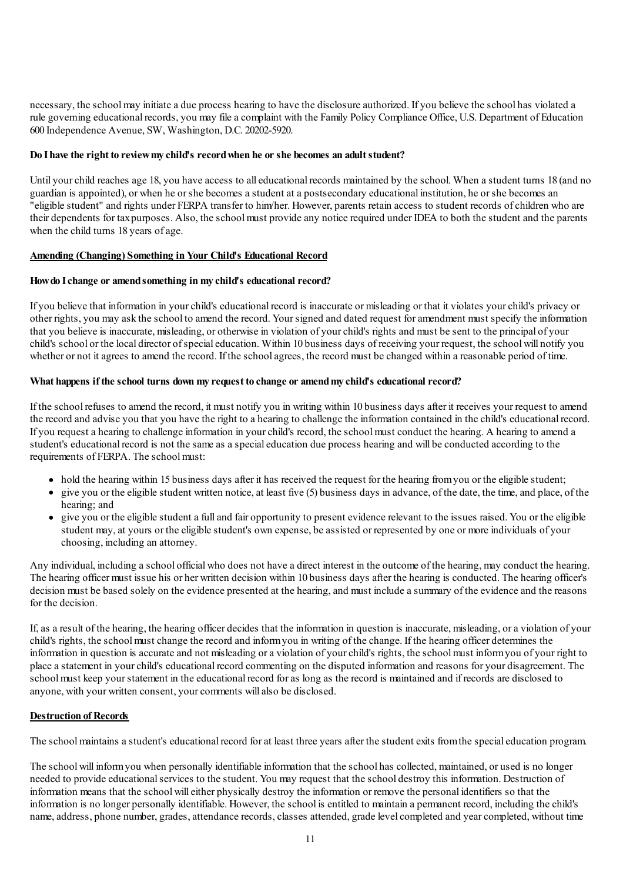necessary, the school may initiate a due process hearing to have the disclosure authorized. If you believe the school has violated a rule governing educational records, you may file a complaint with the Family Policy Compliance Office, U.S. Department of Education 600 Independence Avenue, SW, Washington, D.C. 20202-5920.

**Do I have the right to review my child's record when he or she becomes an adult student?**

Until your child reaches age 18, you have access to all educational records maintained by the school. When a student turns 18 (and no guardian is appointed), or when he or she becomes a student at a postsecondary educational institution, he or she becomes an "eligible student" and rights under FERPA transfer to him/her. However, parents retain access to student records of children who are their dependents for tax purposes. Also, the school must provide any notice required under IDEA to both the student and the parents when the child turns 18 years of age.

**Amending (Changing) Something in Your Child's Educational Record**

**How do I change or amend something in my child's educational record?**

If you believe that information in your child's educational record is inaccurate or misleading or that it violates your child's privacy or other rights, you may ask the school to amend the record. Your signed and dated request for amendment must specify the information that you believe is inaccurate, misleading, or otherwise in violation of your child's rights and must be sent to the principal of your child's school or the local director of special education. Within 10 business days of receiving your request, the school will notify you whether or not it agrees to amend the record. If the school agrees, the record must be changed within a reasonable period of time.

**What happens if the school turns down my request to change or amend my child's educational record?**

If the school refuses to amend the record, it must notify you in writing within 10 business days after it receives your request to amend the record and advise you that you have the right to a hearing to challenge the information contained in the child's educational record. If you request a hearing to challenge information in your child's record, the school must conduct the hearing. A hearing to amend a student's educational record is not the same as a special education due process hearing and will be conducted according to the requirements of FERPA. The school must:

- hold the hearing within 15 business days after it has received the request for the hearing from you or the eligible student;
- give you or the eligible student written notice, at least five (5) business days in advance, of the date, the time, and place, of the hearing; and
- give you or the eligible student a full and fair opportunity to present evidence relevant to the issues raised. You or the eligible student may, at yours or the eligible student's own expense, be assisted or represented by one or more individuals of your choosing, including an attorney.

Any individual, including a school official who does not have a direct interest in the outcome of the hearing, may conduct the hearing. The hearing officer must issue his or her written decision within 10 business days after the hearing is conducted. The hearing officer's decision must be based solely on the evidence presented at the hearing, and must include a summary of the evidence and the reasons for the decision.

If, as a result of the hearing, the hearing officer decides that the information in question is inaccurate, misleading, or a violation of your child's rights, the school must change the record and inform you in writing of the change. If the hearing officer determines the information in question is accurate and not misleading or a violation of your child's rights, the school must inform you of your right to place a statement in your child's educational record commenting on the disputed information and reasons for your disagreement. The school must keep your statement in the educational record for as long as the record is maintained and if records are disclosed to anyone, with your written consent, your comments will also be disclosed.

**Destruction of Records**

The school maintains a student's educational record for at least three years after the student exits from the special education program.

The school will inform you when personally identifiable information that the school has collected, maintained, or used is no longer needed to provide educational services to the student. You may request that the school destroy this information. Destruction of information means that the school will either physically destroy the information or remove the personal identifiers so that the information is no longer personally identifiable. However, the school is entitled to maintain a permanent record, including the child's name, address, phone number, grades, attendance records, classes attended, grade level completed and year completed, without time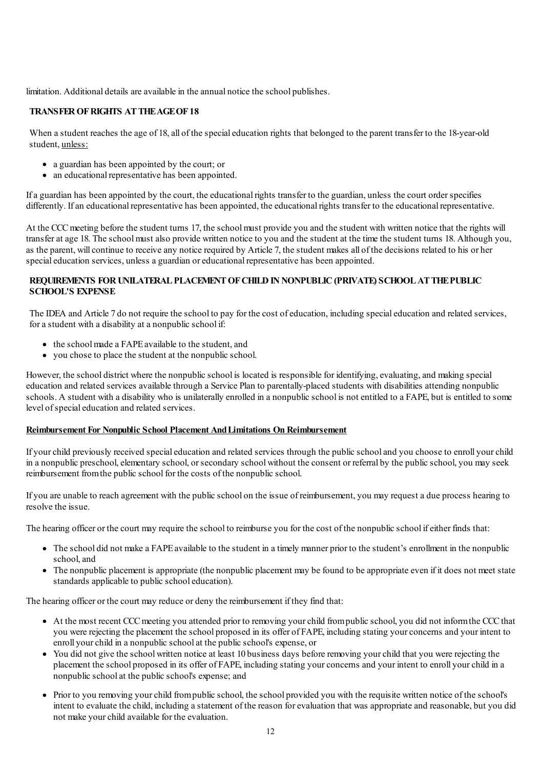limitation. Additional details are available in the annual notice the school publishes.

### TRANSFER OF RIGHTS AT THE AGE OF 18

When a student reaches the age of 18, all of the special education rights that belonged to the parent transfer to the 18-year-old student, <u>unless:</u>

- a guardian has been appointed by the court; or
- an educational representative has been appointed.

If a guardian has been appointed by the court, the educational rights transfer to the guardian, unless the court order specifies differently. If an educational representative has been appointed, the educational rights transfer to the educational representative.

At the CCC meeting before the student turns 17, the school must provide you and the student with written notice that the rights will transfer at age 18. The school must also provide written notice to you and the student at the time the student turns 18. Although you, as the parent, will continue to receive any notice required by Article 7, the student makes all of the decisions related to his or her special education services, unless a guardian or educational representative has been appointed.

### REQUIREMENTS FOR UNILATERAL PLACEMENT OF CHILD IN NONPUBLIC (PRIVATE) SCHOOL AT THE PUBLIC SCHOOL'S EXPENSE

The IDEA and Article 7 do not require the school to pay for the cost of education, including special education and related services, for a student with a disability at a nonpublic school if:

- the school made a FAPE available to the student, and
- you chose to place the student at the nonpublic school.

However, the school district where the nonpublic school is located is responsible for identifying, evaluating, and making special education and related services available through a Service Plan to parentally-placed students with disabilities attending nonpublic schools. A student with a disability who is unilaterally enrolled in a nonpublic school is not entitled to a FAPE, but is entitled to some level of special education and related services.

#### <u>Reimbursement For Nonpublic School Placement And Limitations On Reimbursement</u>

If your child previously received special education and related services through the public school and you choose to enroll your child in a nonpublic preschool, elementary school, or secondary school without the consent or referral by the public school, you may seek reimbursement from the public school for the costs of the nonpublic school.

If you are unable to reach agreement with the public school on the issue of reimbursement, you may request a due process hearing to resolve the issue.

The hearing officer or the court may require the school to reimburse you for the cost of the nonpublic school if either finds that:

- The school did not make a FAPE available to the student in a timely manner prior to the student's enrollment in the nonpublic school, and
- The nonpublic placement is appropriate (the nonpublic placement may be found to be appropriate even if it does not meet state standards applicable to public school education).

The hearing officer or the court may reduce or deny the reimbursement if they find that:

- At the most recent CCC meeting you attended prior to removing your child from public school, you did not inform the CCC that you were rejecting the placement the school proposed in its offer of FAPE, including stating your concerns and your intent to enroll your child in a nonpublic school at the public school's expense, or
- You did not give the school written notice at least 10 business days before removing your child that you were rejecting the placement the school proposed in its offer of FAPE, including stating your concerns and your intent to enroll your child in a nonpublic school at the public school's expense; and
- Prior to you removing your child from public school, the school provided you with the requisite written notice of the school's intent to evaluate the child, including a statement of the reason for evaluation that was appropriate and reasonable, but you did not make your child available for the evaluation.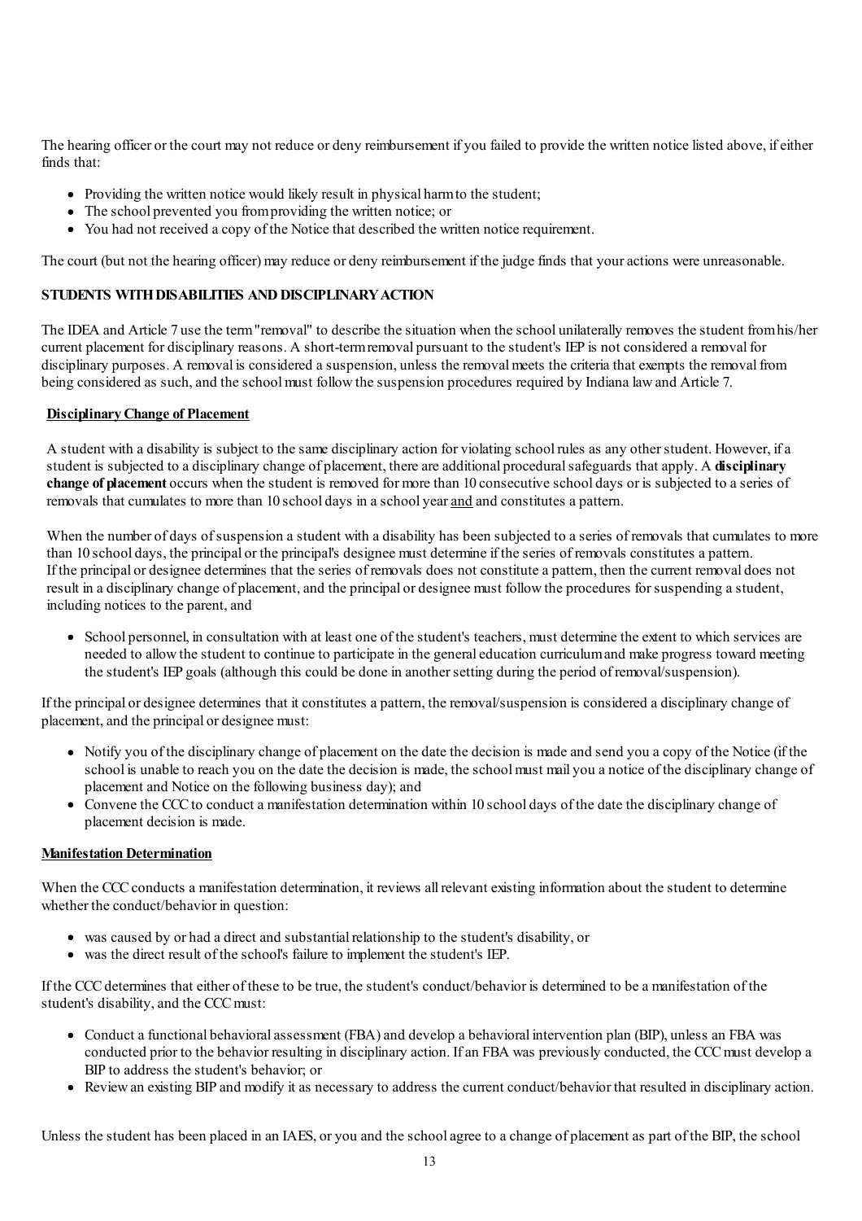The hearing officer or the court may not reduce or deny reimbursement if you failed to provide the written notice listed above, if either finds that:

- Providing the written notice would likely result in physical harm to the student;
- The school prevented you from providing the written notice; or
- You had not received a copy of the Notice that described the written notice requirement.

The court (but not the hearing officer) may reduce or deny reimbursement if the judge finds that your actions were unreasonable.

## STUDENTS WITH DISABILITIES AND DISCIPLINARY ACTION

The IDEA and Article 7 use the term "removal" to describe the situation when the school unilaterally removes the student from his/her current placement for disciplinary reasons. A short-term removal pursuant to the student's IEP is not considered a removal for disciplinary purposes. A removal is considered a suspension, unless the removal meets the criteria that exempts the removal from being considered as such, and the school must follow the suspension procedures required by Indiana law and Article 7.

### Disciplinary Change of Placement

A student with a disability is subject to the same disciplinary action for violating school rules as any other student. However, if a student is subjected to a disciplinary change of placement, there are additional procedural safeguards that apply. A **disciplinary change of placement** occurs when the student is removed for more than 10 consecutive school days or is subjected to a series of removals that cumulates to more than 10 school days in a school year and and constitutes a pattern.

When the number of days of suspension a student with a disability has been subjected to a series of removals that cumulates to more than 10 school days, the principal or the principal's designee must determine if the series of removals constitutes a pattern. If the principal or designee determines that the series of removals does not constitute a pattern, then the current removal does not result in a disciplinary change of placement, and the principal or designee must follow the procedures for suspending a student, including notices to the parent, and

- School personnel, in consultation with at least one of the student's teachers, must determine the extent to which services are needed to allow the student to continue to participate in the general education curriculum and make progress toward meeting the student's IEP goals (although this could be done in another setting during the period of removal/suspension).

If the principal or designee determines that it constitutes a pattern, the removal/suspension is considered a disciplinary change of placement, and the principal or designee must:

- Notify you of the disciplinary change of placement on the date the decision is made and send you a copy of the Notice (if the school is unable to reach you on the date the decision is made, the school must mail you a notice of the disciplinary change of placement and Notice on the following business day); and
- Convene the CCC to conduct a manifestation determination within 10 school days of the date the disciplinary change of placement decision is made.

### Manifestation Determination

When the CCC conducts a manifestation determination, it reviews all relevant existing information about the student to determine whether the conduct/behavior in question:

- was caused by or had a direct and substantial relationship to the student's disability, or
- was the direct result of the school's failure to implement the student's IEP.

If the CCC determines that either of these to be true, the student's conduct/behavior is determined to be a manifestation of the student's disability, and the CCC must:

- Conduct a functional behavioral assessment (FBA) and develop a behavioral intervention plan (BIP), unless an FBA was conducted prior to the behavior resulting in disciplinary action. If an FBA was previously conducted, the CCC must develop a BIP to address the student's behavior; or
- Review an existing BIP and modify it as necessary to address the current conduct/behavior that resulted in disciplinary action.

Unless the student has been placed in an IAES, or you and the school agree to a change of placement as part of the BIP, the school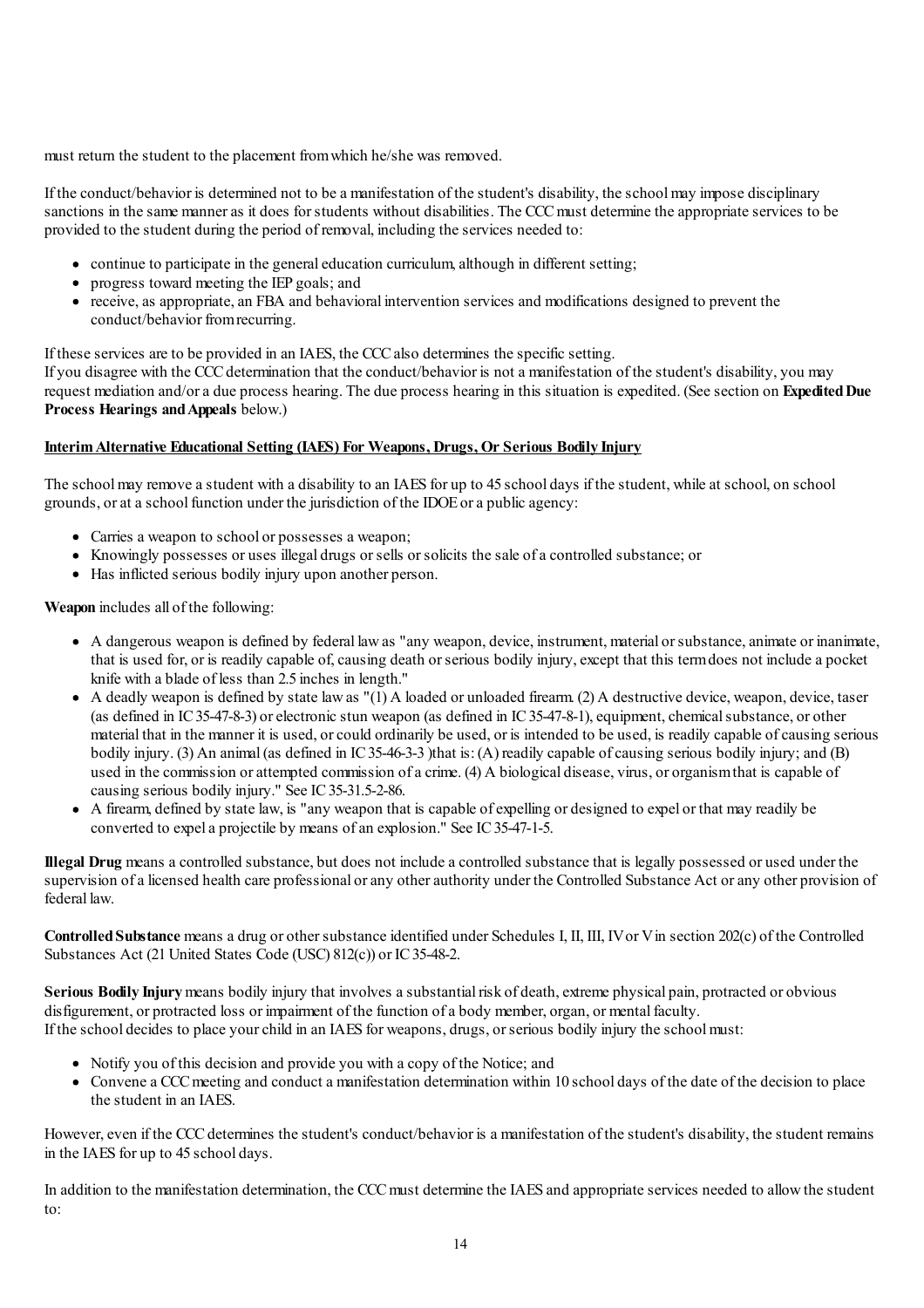must return the student to the placement from which he/she was removed.

If the conduct/behavior is determined not to be a manifestation of the student's disability, the school may impose disciplinary sanctions in the same manner as it does for students without disabilities. The CCC must determine the appropriate services to be provided to the student during the period of removal, including the services needed to:

- continue to participate in the general education curriculum, although in different setting;
- progress toward meeting the IEP goals; and
- receive, as appropriate, an FBA and behavioral intervention services and modifications designed to prevent the conduct/behavior from recurring.

If these services are to be provided in an IAES, the CCC also determines the specific setting.
If you disagree with the CCC determination that the conduct/behavior is not a manifestation of the student's disability, you may request mediation and/or a due process hearing. The due process hearing in this situation is expedited. (See section on **Expedited Due Process Hearings and Appeals** below.)

**Interim Alternative Educational Setting (IAES) For Weapons, Drugs, Or Serious Bodily Injury**

The school may remove a student with a disability to an IAES for up to 45 school days if the student, while at school, on school grounds, or at a school function under the jurisdiction of the IDOE or a public agency:

- Carries a weapon to school or possesses a weapon;
- Knowingly possesses or uses illegal drugs or sells or solicits the sale of a controlled substance; or
- Has inflicted serious bodily injury upon another person.

**Weapon** includes all of the following:

- A dangerous weapon is defined by federal law as "any weapon, device, instrument, material or substance, animate or inanimate, that is used for, or is readily capable of, causing death or serious bodily injury, except that this term does not include a pocket knife with a blade of less than 2.5 inches in length."
- A deadly weapon is defined by state law as "(1) A loaded or unloaded firearm. (2) A destructive device, weapon, device, taser (as defined in IC 35-47-8-3) or electronic stun weapon (as defined in IC 35-47-8-1), equipment, chemical substance, or other material that in the manner it is used, or could ordinarily be used, or is intended to be used, is readily capable of causing serious bodily injury. (3) An animal (as defined in IC 35-46-3-3 )that is: (A) readily capable of causing serious bodily injury; and (B) used in the commission or attempted commission of a crime. (4) A biological disease, virus, or organism that is capable of causing serious bodily injury." See IC 35-31.5-2-86.
- A firearm, defined by state law, is "any weapon that is capable of expelling or designed to expel or that may readily be converted to expel a projectile by means of an explosion." See IC 35-47-1-5.

**Illegal Drug** means a controlled substance, but does not include a controlled substance that is legally possessed or used under the supervision of a licensed health care professional or any other authority under the Controlled Substance Act or any other provision of federal law.

**Controlled Substance** means a drug or other substance identified under Schedules I, II, III, IV or V in section 202(c) of the Controlled Substances Act (21 United States Code (USC) 812(c)) or IC 35-48-2.

**Serious Bodily Injury** means bodily injury that involves a substantial risk of death, extreme physical pain, protracted or obvious disfigurement, or protracted loss or impairment of the function of a body member, organ, or mental faculty.
If the school decides to place your child in an IAES for weapons, drugs, or serious bodily injury the school must:

- Notify you of this decision and provide you with a copy of the Notice; and
- Convene a CCC meeting and conduct a manifestation determination within 10 school days of the date of the decision to place the student in an IAES.

However, even if the CCC determines the student's conduct/behavior is a manifestation of the student's disability, the student remains in the IAES for up to 45 school days.

In addition to the manifestation determination, the CCC must determine the IAES and appropriate services needed to allow the student to: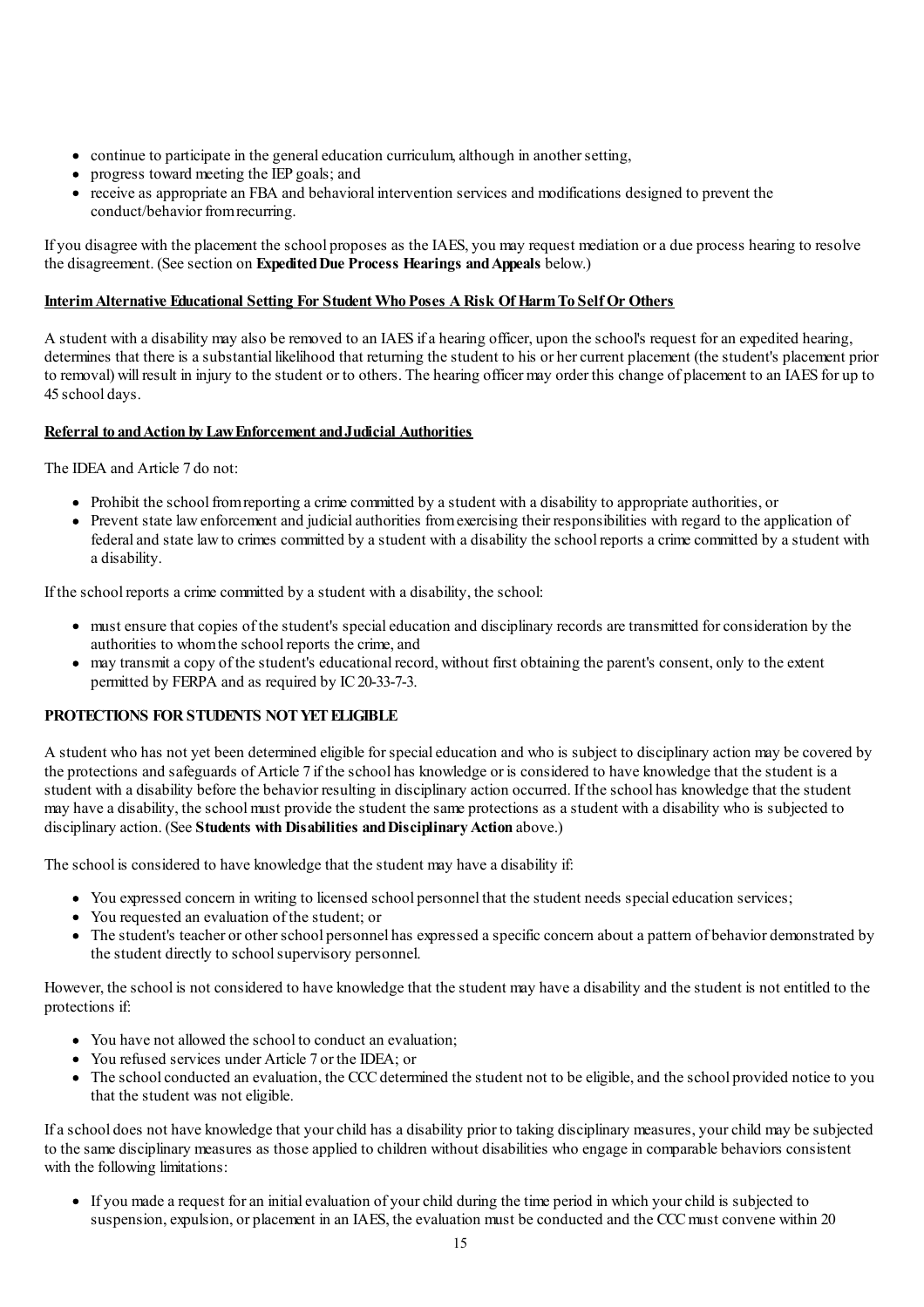- continue to participate in the general education curriculum, although in another setting,
- progress toward meeting the IEP goals; and
- receive as appropriate an FBA and behavioral intervention services and modifications designed to prevent the conduct/behavior from recurring.

If you disagree with the placement the school proposes as the IAES, you may request mediation or a due process hearing to resolve the disagreement. (See section on **Expedited Due Process Hearings and Appeals** below.)

**Interim Alternative Educational Setting For Student Who Poses A Risk Of Harm To Self Or Others**

A student with a disability may also be removed to an IAES if a hearing officer, upon the school's request for an expedited hearing, determines that there is a substantial likelihood that returning the student to his or her current placement (the student's placement prior to removal) will result in injury to the student or to others. The hearing officer may order this change of placement to an IAES for up to 45 school days.

**Referral to and Action by Law Enforcement and Judicial Authorities**

The IDEA and Article 7 do not:

- Prohibit the school from reporting a crime committed by a student with a disability to appropriate authorities, or
- Prevent state law enforcement and judicial authorities from exercising their responsibilities with regard to the application of federal and state law to crimes committed by a student with a disability the school reports a crime committed by a student with a disability.

If the school reports a crime committed by a student with a disability, the school:

- must ensure that copies of the student's special education and disciplinary records are transmitted for consideration by the authorities to whom the school reports the crime, and
- may transmit a copy of the student's educational record, without first obtaining the parent's consent, only to the extent permitted by FERPA and as required by IC 20-33-7-3.

**PROTECTIONS FOR STUDENTS NOT YET ELIGIBLE**

A student who has not yet been determined eligible for special education and who is subject to disciplinary action may be covered by the protections and safeguards of Article 7 if the school has knowledge or is considered to have knowledge that the student is a student with a disability before the behavior resulting in disciplinary action occurred. If the school has knowledge that the student may have a disability, the school must provide the student the same protections as a student with a disability who is subjected to disciplinary action. (See **Students with Disabilities and Disciplinary Action** above.)

The school is considered to have knowledge that the student may have a disability if:

- You expressed concern in writing to licensed school personnel that the student needs special education services;
- You requested an evaluation of the student; or
- The student's teacher or other school personnel has expressed a specific concern about a pattern of behavior demonstrated by the student directly to school supervisory personnel.

However, the school is not considered to have knowledge that the student may have a disability and the student is not entitled to the protections if:

- You have not allowed the school to conduct an evaluation;
- You refused services under Article 7 or the IDEA; or
- The school conducted an evaluation, the CCC determined the student not to be eligible, and the school provided notice to you that the student was not eligible.

If a school does not have knowledge that your child has a disability prior to taking disciplinary measures, your child may be subjected to the same disciplinary measures as those applied to children without disabilities who engage in comparable behaviors consistent with the following limitations:

- If you made a request for an initial evaluation of your child during the time period in which your child is subjected to suspension, expulsion, or placement in an IAES, the evaluation must be conducted and the CCC must convene within 20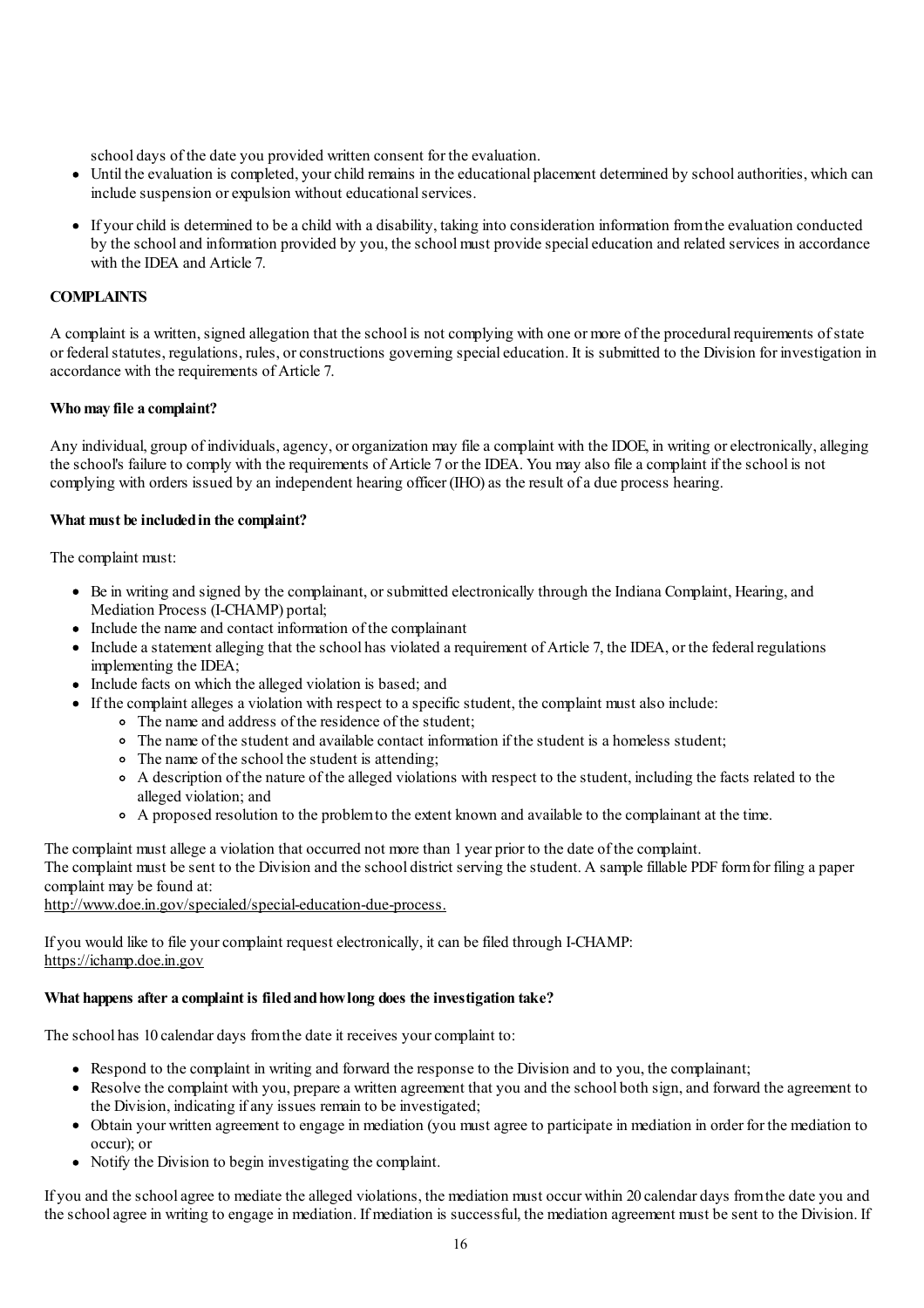school days of the date you provided written consent for the evaluation.

- Until the evaluation is completed, your child remains in the educational placement determined by school authorities, which can include suspension or expulsion without educational services.
- If your child is determined to be a child with a disability, taking into consideration information from the evaluation conducted by the school and information provided by you, the school must provide special education and related services in accordance with the IDEA and Article 7.

## COMPLAINTS

A complaint is a written, signed allegation that the school is not complying with one or more of the procedural requirements of state or federal statutes, regulations, rules, or constructions governing special education. It is submitted to the Division for investigation in accordance with the requirements of Article 7.

### Who may file a complaint?

Any individual, group of individuals, agency, or organization may file a complaint with the IDOE, in writing or electronically, alleging the school's failure to comply with the requirements of Article 7 or the IDEA. You may also file a complaint if the school is not complying with orders issued by an independent hearing officer (IHO) as the result of a due process hearing.

### What must be included in the complaint?

The complaint must:

- Be in writing and signed by the complainant, or submitted electronically through the Indiana Complaint, Hearing, and Mediation Process (I-CHAMP) portal;
- Include the name and contact information of the complainant
- Include a statement alleging that the school has violated a requirement of Article 7, the IDEA, or the federal regulations implementing the IDEA;
- Include facts on which the alleged violation is based; and
- If the complaint alleges a violation with respect to a specific student, the complaint must also include:
  - The name and address of the residence of the student;
  - The name of the student and available contact information if the student is a homeless student;
  - The name of the school the student is attending;
  - A description of the nature of the alleged violations with respect to the student, including the facts related to the alleged violation; and
  - A proposed resolution to the problem to the extent known and available to the complainant at the time.

The complaint must allege a violation that occurred not more than 1 year prior to the date of the complaint.
The complaint must be sent to the Division and the school district serving the student. A sample fillable PDF form for filing a paper complaint may be found at:
http://www.doe.in.gov/specialed/special-education-due-process.

If you would like to file your complaint request electronically, it can be filed through I-CHAMP:
https://ichamp.doe.in.gov

### What happens after a complaint is filed and how long does the investigation take?

The school has 10 calendar days from the date it receives your complaint to:

- Respond to the complaint in writing and forward the response to the Division and to you, the complainant;
- Resolve the complaint with you, prepare a written agreement that you and the school both sign, and forward the agreement to the Division, indicating if any issues remain to be investigated;
- Obtain your written agreement to engage in mediation (you must agree to participate in mediation in order for the mediation to occur); or
- Notify the Division to begin investigating the complaint.

If you and the school agree to mediate the alleged violations, the mediation must occur within 20 calendar days from the date you and the school agree in writing to engage in mediation. If mediation is successful, the mediation agreement must be sent to the Division. If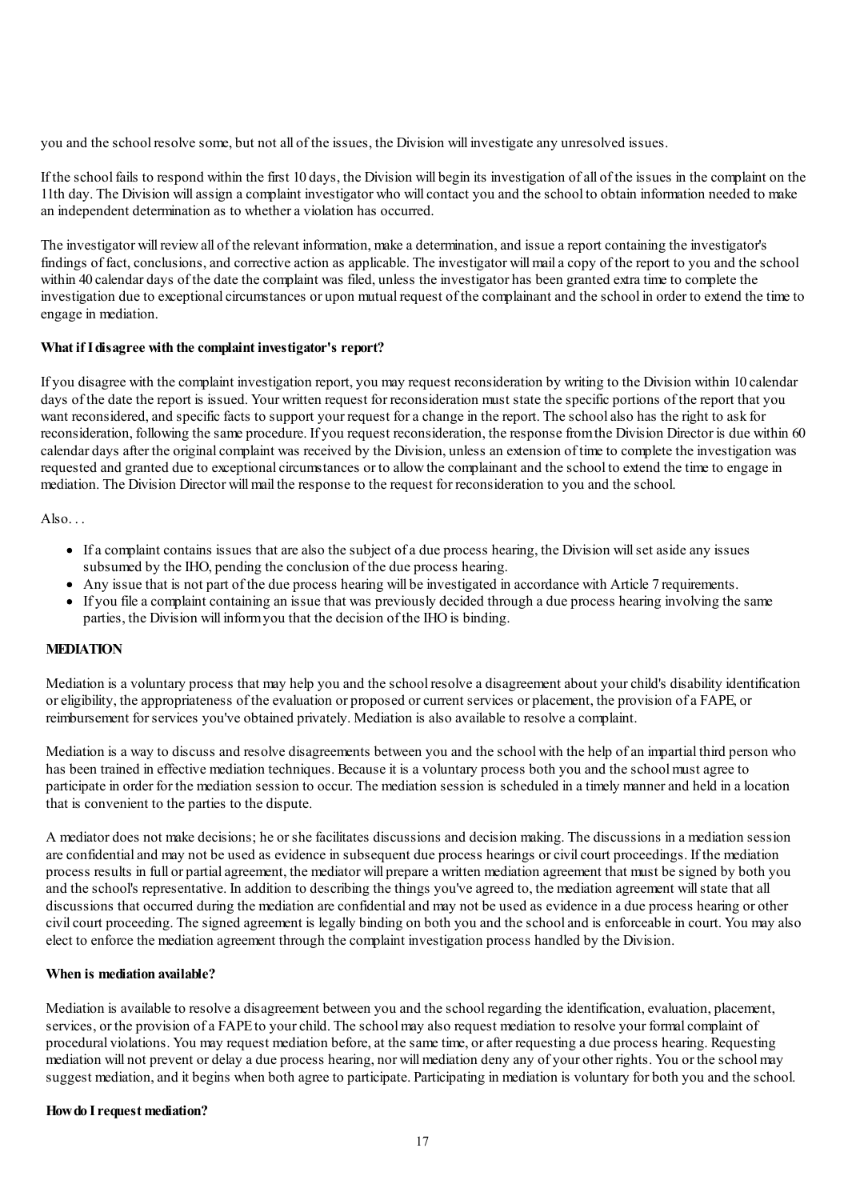you and the school resolve some, but not all of the issues, the Division will investigate any unresolved issues.

If the school fails to respond within the first 10 days, the Division will begin its investigation of all of the issues in the complaint on the 11th day. The Division will assign a complaint investigator who will contact you and the school to obtain information needed to make an independent determination as to whether a violation has occurred.

The investigator will review all of the relevant information, make a determination, and issue a report containing the investigator's findings of fact, conclusions, and corrective action as applicable. The investigator will mail a copy of the report to you and the school within 40 calendar days of the date the complaint was filed, unless the investigator has been granted extra time to complete the investigation due to exceptional circumstances or upon mutual request of the complainant and the school in order to extend the time to engage in mediation.

**What if I disagree with the complaint investigator's report?**

If you disagree with the complaint investigation report, you may request reconsideration by writing to the Division within 10 calendar days of the date the report is issued. Your written request for reconsideration must state the specific portions of the report that you want reconsidered, and specific facts to support your request for a change in the report. The school also has the right to ask for reconsideration, following the same procedure. If you request reconsideration, the response from the Division Director is due within 60 calendar days after the original complaint was received by the Division, unless an extension of time to complete the investigation was requested and granted due to exceptional circumstances or to allow the complainant and the school to extend the time to engage in mediation. The Division Director will mail the response to the request for reconsideration to you and the school.

Also. . .

- If a complaint contains issues that are also the subject of a due process hearing, the Division will set aside any issues subsumed by the IHO, pending the conclusion of the due process hearing.
- Any issue that is not part of the due process hearing will be investigated in accordance with Article 7 requirements.
- If you file a complaint containing an issue that was previously decided through a due process hearing involving the same parties, the Division will inform you that the decision of the IHO is binding.

**MEDIATION**

Mediation is a voluntary process that may help you and the school resolve a disagreement about your child's disability identification or eligibility, the appropriateness of the evaluation or proposed or current services or placement, the provision of a FAPE, or reimbursement for services you've obtained privately. Mediation is also available to resolve a complaint.

Mediation is a way to discuss and resolve disagreements between you and the school with the help of an impartial third person who has been trained in effective mediation techniques. Because it is a voluntary process both you and the school must agree to participate in order for the mediation session to occur. The mediation session is scheduled in a timely manner and held in a location that is convenient to the parties to the dispute.

A mediator does not make decisions; he or she facilitates discussions and decision making. The discussions in a mediation session are confidential and may not be used as evidence in subsequent due process hearings or civil court proceedings. If the mediation process results in full or partial agreement, the mediator will prepare a written mediation agreement that must be signed by both you and the school's representative. In addition to describing the things you've agreed to, the mediation agreement will state that all discussions that occurred during the mediation are confidential and may not be used as evidence in a due process hearing or other civil court proceeding. The signed agreement is legally binding on both you and the school and is enforceable in court. You may also elect to enforce the mediation agreement through the complaint investigation process handled by the Division.

**When is mediation available?**

Mediation is available to resolve a disagreement between you and the school regarding the identification, evaluation, placement, services, or the provision of a FAPE to your child. The school may also request mediation to resolve your formal complaint of procedural violations. You may request mediation before, at the same time, or after requesting a due process hearing. Requesting mediation will not prevent or delay a due process hearing, nor will mediation deny any of your other rights. You or the school may suggest mediation, and it begins when both agree to participate. Participating in mediation is voluntary for both you and the school.

**How do I request mediation?**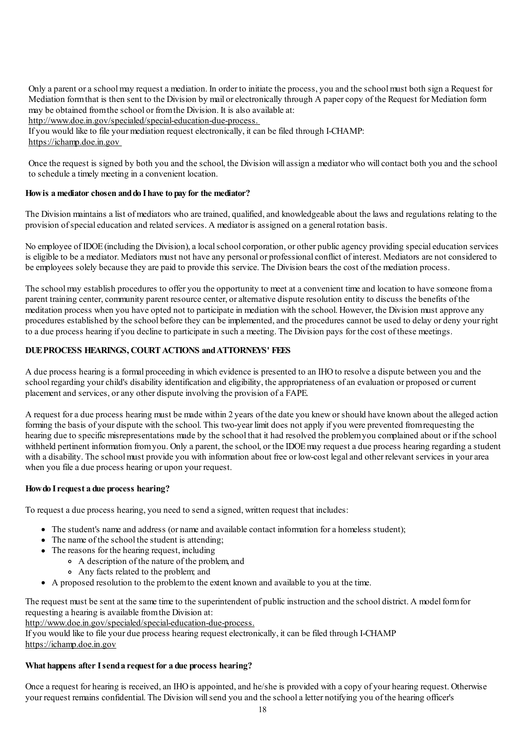Only a parent or a school may request a mediation. In order to initiate the process, you and the school must both sign a Request for Mediation form that is then sent to the Division by mail or electronically through A paper copy of the Request for Mediation form may be obtained from the school or from the Division. It is also available at:
http://www.doe.in.gov/specialed/special-education-due-process.
If you would like to file your mediation request electronically, it can be filed through I-CHAMP:
https://ichamp.doe.in.gov

Once the request is signed by both you and the school, the Division will assign a mediator who will contact both you and the school to schedule a timely meeting in a convenient location.

**How is a mediator chosen and do I have to pay for the mediator?**

The Division maintains a list of mediators who are trained, qualified, and knowledgeable about the laws and regulations relating to the provision of special education and related services. A mediator is assigned on a general rotation basis.

No employee of IDOE (including the Division), a local school corporation, or other public agency providing special education services is eligible to be a mediator. Mediators must not have any personal or professional conflict of interest. Mediators are not considered to be employees solely because they are paid to provide this service. The Division bears the cost of the mediation process.

The school may establish procedures to offer you the opportunity to meet at a convenient time and location to have someone from a parent training center, community parent resource center, or alternative dispute resolution entity to discuss the benefits of the meditation process when you have opted not to participate in mediation with the school. However, the Division must approve any procedures established by the school before they can be implemented, and the procedures cannot be used to delay or deny your right to a due process hearing if you decline to participate in such a meeting. The Division pays for the cost of these meetings.

**DUE PROCESS HEARINGS, COURT ACTIONS and ATTORNEYS' FEES**

A due process hearing is a formal proceeding in which evidence is presented to an IHO to resolve a dispute between you and the school regarding your child's disability identification and eligibility, the appropriateness of an evaluation or proposed or current placement and services, or any other dispute involving the provision of a FAPE.

A request for a due process hearing must be made within 2 years of the date you knew or should have known about the alleged action forming the basis of your dispute with the school. This two-year limit does not apply if you were prevented from requesting the hearing due to specific misrepresentations made by the school that it had resolved the problem you complained about or if the school withheld pertinent information from you. Only a parent, the school, or the IDOE may request a due process hearing regarding a student with a disability. The school must provide you with information about free or low-cost legal and other relevant services in your area when you file a due process hearing or upon your request.

**How do I request a due process hearing?**

To request a due process hearing, you need to send a signed, written request that includes:

- The student's name and address (or name and available contact information for a homeless student);
- The name of the school the student is attending;
- The reasons for the hearing request, including
  - A description of the nature of the problem, and
  - Any facts related to the problem; and
- A proposed resolution to the problem to the extent known and available to you at the time.

The request must be sent at the same time to the superintendent of public instruction and the school district. A model form for requesting a hearing is available from the Division at:
http://www.doe.in.gov/specialed/special-education-due-process.
If you would like to file your due process hearing request electronically, it can be filed through I-CHAMP
https://ichamp.doe.in.gov

**What happens after I send a request for a due process hearing?**

Once a request for hearing is received, an IHO is appointed, and he/she is provided with a copy of your hearing request. Otherwise your request remains confidential. The Division will send you and the school a letter notifying you of the hearing officer's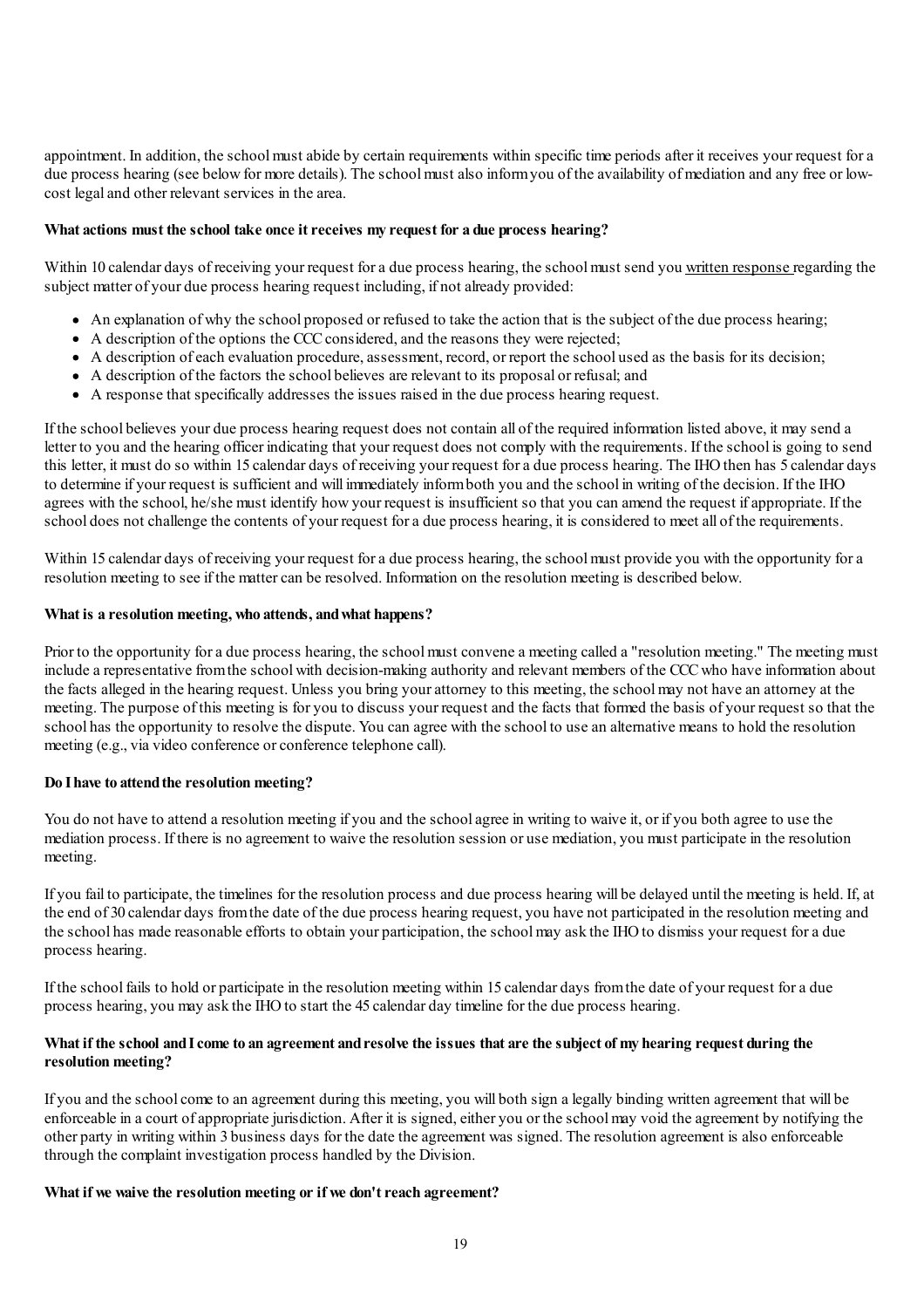appointment. In addition, the school must abide by certain requirements within specific time periods after it receives your request for a due process hearing (see below for more details). The school must also inform you of the availability of mediation and any free or low-cost legal and other relevant services in the area.

**What actions must the school take once it receives my request for a due process hearing?**

Within 10 calendar days of receiving your request for a due process hearing, the school must send you written response regarding the subject matter of your due process hearing request including, if not already provided:

- An explanation of why the school proposed or refused to take the action that is the subject of the due process hearing;
- A description of the options the CCC considered, and the reasons they were rejected;
- A description of each evaluation procedure, assessment, record, or report the school used as the basis for its decision;
- A description of the factors the school believes are relevant to its proposal or refusal; and
- A response that specifically addresses the issues raised in the due process hearing request.

If the school believes your due process hearing request does not contain all of the required information listed above, it may send a letter to you and the hearing officer indicating that your request does not comply with the requirements. If the school is going to send this letter, it must do so within 15 calendar days of receiving your request for a due process hearing. The IHO then has 5 calendar days to determine if your request is sufficient and will immediately inform both you and the school in writing of the decision. If the IHO agrees with the school, he/she must identify how your request is insufficient so that you can amend the request if appropriate. If the school does not challenge the contents of your request for a due process hearing, it is considered to meet all of the requirements.

Within 15 calendar days of receiving your request for a due process hearing, the school must provide you with the opportunity for a resolution meeting to see if the matter can be resolved. Information on the resolution meeting is described below.

**What is a resolution meeting, who attends, and what happens?**

Prior to the opportunity for a due process hearing, the school must convene a meeting called a "resolution meeting." The meeting must include a representative from the school with decision-making authority and relevant members of the CCC who have information about the facts alleged in the hearing request. Unless you bring your attorney to this meeting, the school may not have an attorney at the meeting. The purpose of this meeting is for you to discuss your request and the facts that formed the basis of your request so that the school has the opportunity to resolve the dispute. You can agree with the school to use an alternative means to hold the resolution meeting (e.g., via video conference or conference telephone call).

**Do I have to attend the resolution meeting?**

You do not have to attend a resolution meeting if you and the school agree in writing to waive it, or if you both agree to use the mediation process. If there is no agreement to waive the resolution session or use mediation, you must participate in the resolution meeting.

If you fail to participate, the timelines for the resolution process and due process hearing will be delayed until the meeting is held. If, at the end of 30 calendar days from the date of the due process hearing request, you have not participated in the resolution meeting and the school has made reasonable efforts to obtain your participation, the school may ask the IHO to dismiss your request for a due process hearing.

If the school fails to hold or participate in the resolution meeting within 15 calendar days from the date of your request for a due process hearing, you may ask the IHO to start the 45 calendar day timeline for the due process hearing.

**What if the school and I come to an agreement and resolve the issues that are the subject of my hearing request during the resolution meeting?**

If you and the school come to an agreement during this meeting, you will both sign a legally binding written agreement that will be enforceable in a court of appropriate jurisdiction. After it is signed, either you or the school may void the agreement by notifying the other party in writing within 3 business days for the date the agreement was signed. The resolution agreement is also enforceable through the complaint investigation process handled by the Division.

**What if we waive the resolution meeting or if we don't reach agreement?**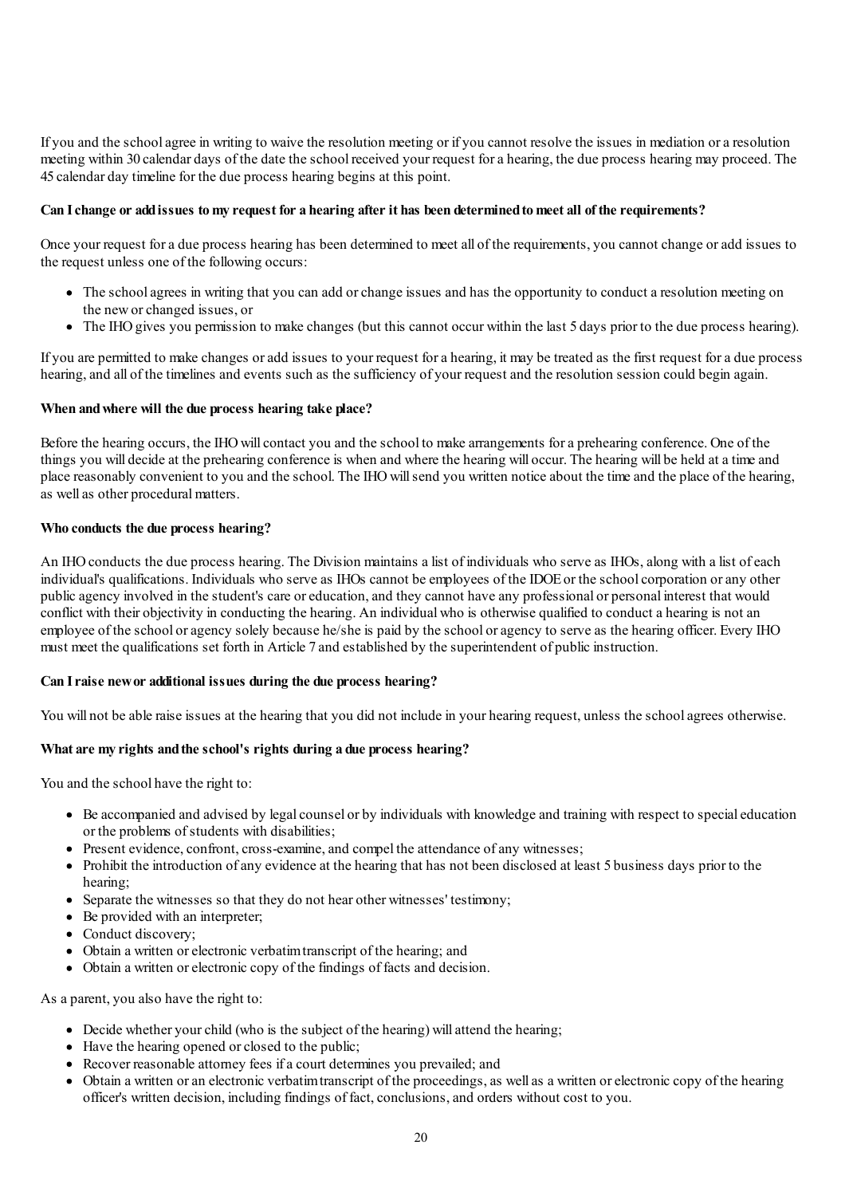If you and the school agree in writing to waive the resolution meeting or if you cannot resolve the issues in mediation or a resolution meeting within 30 calendar days of the date the school received your request for a hearing, the due process hearing may proceed. The 45 calendar day timeline for the due process hearing begins at this point.

**Can I change or add issues to my request for a hearing after it has been determined to meet all of the requirements?**

Once your request for a due process hearing has been determined to meet all of the requirements, you cannot change or add issues to the request unless one of the following occurs:

- The school agrees in writing that you can add or change issues and has the opportunity to conduct a resolution meeting on the new or changed issues, or
- The IHO gives you permission to make changes (but this cannot occur within the last 5 days prior to the due process hearing).

If you are permitted to make changes or add issues to your request for a hearing, it may be treated as the first request for a due process hearing, and all of the timelines and events such as the sufficiency of your request and the resolution session could begin again.

**When and where will the due process hearing take place?**

Before the hearing occurs, the IHO will contact you and the school to make arrangements for a prehearing conference. One of the things you will decide at the prehearing conference is when and where the hearing will occur. The hearing will be held at a time and place reasonably convenient to you and the school. The IHO will send you written notice about the time and the place of the hearing, as well as other procedural matters.

**Who conducts the due process hearing?**

An IHO conducts the due process hearing. The Division maintains a list of individuals who serve as IHOs, along with a list of each individual's qualifications. Individuals who serve as IHOs cannot be employees of the IDOE or the school corporation or any other public agency involved in the student's care or education, and they cannot have any professional or personal interest that would conflict with their objectivity in conducting the hearing. An individual who is otherwise qualified to conduct a hearing is not an employee of the school or agency solely because he/she is paid by the school or agency to serve as the hearing officer. Every IHO must meet the qualifications set forth in Article 7 and established by the superintendent of public instruction.

**Can I raise new or additional issues during the due process hearing?**

You will not be able raise issues at the hearing that you did not include in your hearing request, unless the school agrees otherwise.

**What are my rights and the school's rights during a due process hearing?**

You and the school have the right to:

- Be accompanied and advised by legal counsel or by individuals with knowledge and training with respect to special education or the problems of students with disabilities;
- Present evidence, confront, cross-examine, and compel the attendance of any witnesses;
- Prohibit the introduction of any evidence at the hearing that has not been disclosed at least 5 business days prior to the hearing;
- Separate the witnesses so that they do not hear other witnesses' testimony;
- Be provided with an interpreter;
- Conduct discovery;
- Obtain a written or electronic verbatim transcript of the hearing; and
- Obtain a written or electronic copy of the findings of facts and decision.

As a parent, you also have the right to:

- Decide whether your child (who is the subject of the hearing) will attend the hearing;
- Have the hearing opened or closed to the public;
- Recover reasonable attorney fees if a court determines you prevailed; and
- Obtain a written or an electronic verbatim transcript of the proceedings, as well as a written or electronic copy of the hearing officer's written decision, including findings of fact, conclusions, and orders without cost to you.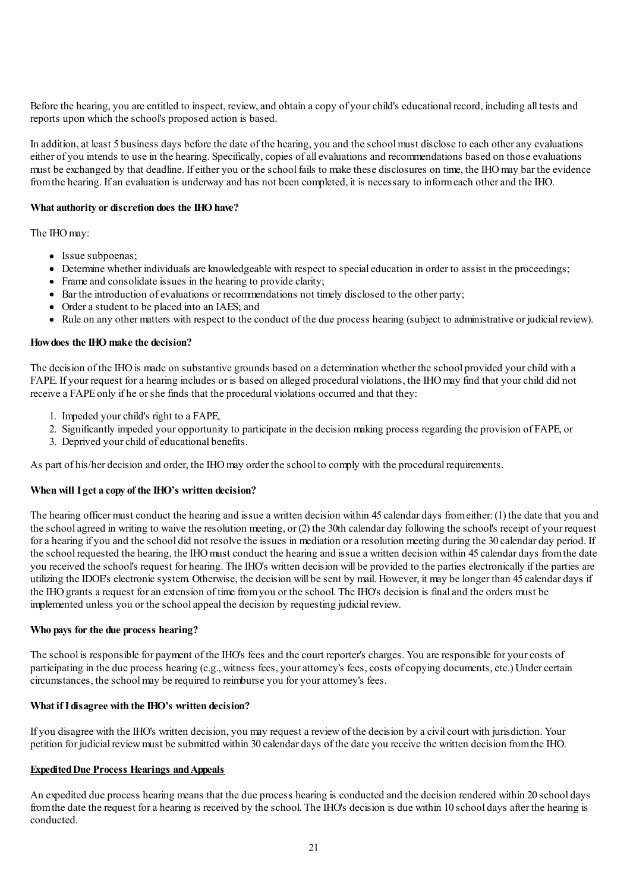Before the hearing, you are entitled to inspect, review, and obtain a copy of your child's educational record, including all tests and reports upon which the school's proposed action is based.

In addition, at least 5 business days before the date of the hearing, you and the school must disclose to each other any evaluations either of you intends to use in the hearing. Specifically, copies of all evaluations and recommendations based on those evaluations must be exchanged by that deadline. If either you or the school fails to make these disclosures on time, the IHO may bar the evidence from the hearing. If an evaluation is underway and has not been completed, it is necessary to inform each other and the IHO.

**What authority or discretion does the IHO have?**

The IHO may:

- Issue subpoenas;
- Determine whether individuals are knowledgeable with respect to special education in order to assist in the proceedings;
- Frame and consolidate issues in the hearing to provide clarity;
- Bar the introduction of evaluations or recommendations not timely disclosed to the other party;
- Order a student to be placed into an IAES; and
- Rule on any other matters with respect to the conduct of the due process hearing (subject to administrative or judicial review).

**How does the IHO make the decision?**

The decision of the IHO is made on substantive grounds based on a determination whether the school provided your child with a FAPE. If your request for a hearing includes or is based on alleged procedural violations, the IHO may find that your child did not receive a FAPE only if he or she finds that the procedural violations occurred and that they:

1. Impeded your child's right to a FAPE,
2. Significantly impeded your opportunity to participate in the decision making process regarding the provision of FAPE, or
3. Deprived your child of educational benefits.

As part of his/her decision and order, the IHO may order the school to comply with the procedural requirements.

**When will I get a copy of the IHO's written decision?**

The hearing officer must conduct the hearing and issue a written decision within 45 calendar days from either: (1) the date that you and the school agreed in writing to waive the resolution meeting, or (2) the 30th calendar day following the school's receipt of your request for a hearing if you and the school did not resolve the issues in mediation or a resolution meeting during the 30 calendar day period. If the school requested the hearing, the IHO must conduct the hearing and issue a written decision within 45 calendar days from the date you received the school's request for hearing. The IHO's written decision will be provided to the parties electronically if the parties are utilizing the IDOE's electronic system. Otherwise, the decision will be sent by mail. However, it may be longer than 45 calendar days if the IHO grants a request for an extension of time from you or the school. The IHO's decision is final and the orders must be implemented unless you or the school appeal the decision by requesting judicial review.

**Who pays for the due process hearing?**

The school is responsible for payment of the IHO's fees and the court reporter's charges. You are responsible for your costs of participating in the due process hearing (e.g., witness fees, your attorney's fees, costs of copying documents, etc.) Under certain circumstances, the school may be required to reimburse you for your attorney's fees.

**What if I disagree with the IHO's written decision?**

If you disagree with the IHO's written decision, you may request a review of the decision by a civil court with jurisdiction. Your petition for judicial review must be submitted within 30 calendar days of the date you receive the written decision from the IHO.

**Expedited Due Process Hearings and Appeals**

An expedited due process hearing means that the due process hearing is conducted and the decision rendered within 20 school days from the date the request for a hearing is received by the school. The IHO's decision is due within 10 school days after the hearing is conducted.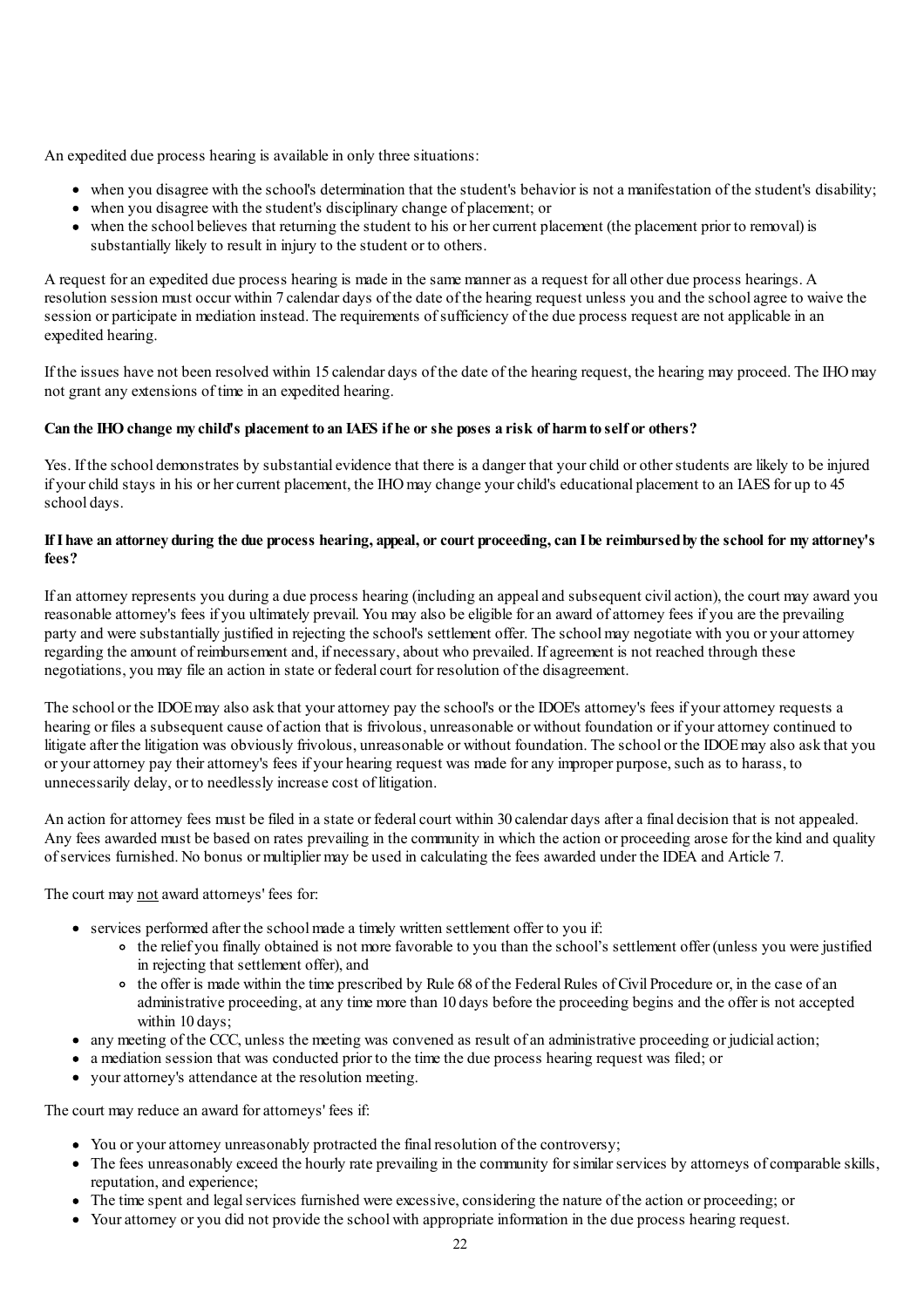An expedited due process hearing is available in only three situations:

- when you disagree with the school's determination that the student's behavior is not a manifestation of the student's disability;
- when you disagree with the student's disciplinary change of placement; or
- when the school believes that returning the student to his or her current placement (the placement prior to removal) is substantially likely to result in injury to the student or to others.

A request for an expedited due process hearing is made in the same manner as a request for all other due process hearings. A resolution session must occur within 7 calendar days of the date of the hearing request unless you and the school agree to waive the session or participate in mediation instead. The requirements of sufficiency of the due process request are not applicable in an expedited hearing.

If the issues have not been resolved within 15 calendar days of the date of the hearing request, the hearing may proceed. The IHO may not grant any extensions of time in an expedited hearing.

**Can the IHO change my child's placement to an IAES if he or she poses a risk of harm to self or others?**

Yes. If the school demonstrates by substantial evidence that there is a danger that your child or other students are likely to be injured if your child stays in his or her current placement, the IHO may change your child's educational placement to an IAES for up to 45 school days.

**If I have an attorney during the due process hearing, appeal, or court proceeding, can I be reimbursed by the school for my attorney's fees?**

If an attorney represents you during a due process hearing (including an appeal and subsequent civil action), the court may award you reasonable attorney's fees if you ultimately prevail. You may also be eligible for an award of attorney fees if you are the prevailing party and were substantially justified in rejecting the school's settlement offer. The school may negotiate with you or your attorney regarding the amount of reimbursement and, if necessary, about who prevailed. If agreement is not reached through these negotiations, you may file an action in state or federal court for resolution of the disagreement.

The school or the IDOE may also ask that your attorney pay the school's or the IDOE's attorney's fees if your attorney requests a hearing or files a subsequent cause of action that is frivolous, unreasonable or without foundation or if your attorney continued to litigate after the litigation was obviously frivolous, unreasonable or without foundation. The school or the IDOE may also ask that you or your attorney pay their attorney's fees if your hearing request was made for any improper purpose, such as to harass, to unnecessarily delay, or to needlessly increase cost of litigation.

An action for attorney fees must be filed in a state or federal court within 30 calendar days after a final decision that is not appealed. Any fees awarded must be based on rates prevailing in the community in which the action or proceeding arose for the kind and quality of services furnished. No bonus or multiplier may be used in calculating the fees awarded under the IDEA and Article 7.

The court may <u>not</u> award attorneys' fees for:

- services performed after the school made a timely written settlement offer to you if:
  - the relief you finally obtained is not more favorable to you than the school's settlement offer (unless you were justified in rejecting that settlement offer), and
  - the offer is made within the time prescribed by Rule 68 of the Federal Rules of Civil Procedure or, in the case of an administrative proceeding, at any time more than 10 days before the proceeding begins and the offer is not accepted within 10 days;
- any meeting of the CCC, unless the meeting was convened as result of an administrative proceeding or judicial action;
- a mediation session that was conducted prior to the time the due process hearing request was filed; or
- your attorney's attendance at the resolution meeting.

The court may reduce an award for attorneys' fees if:

- You or your attorney unreasonably protracted the final resolution of the controversy;
- The fees unreasonably exceed the hourly rate prevailing in the community for similar services by attorneys of comparable skills, reputation, and experience;
- The time spent and legal services furnished were excessive, considering the nature of the action or proceeding; or
- Your attorney or you did not provide the school with appropriate information in the due process hearing request.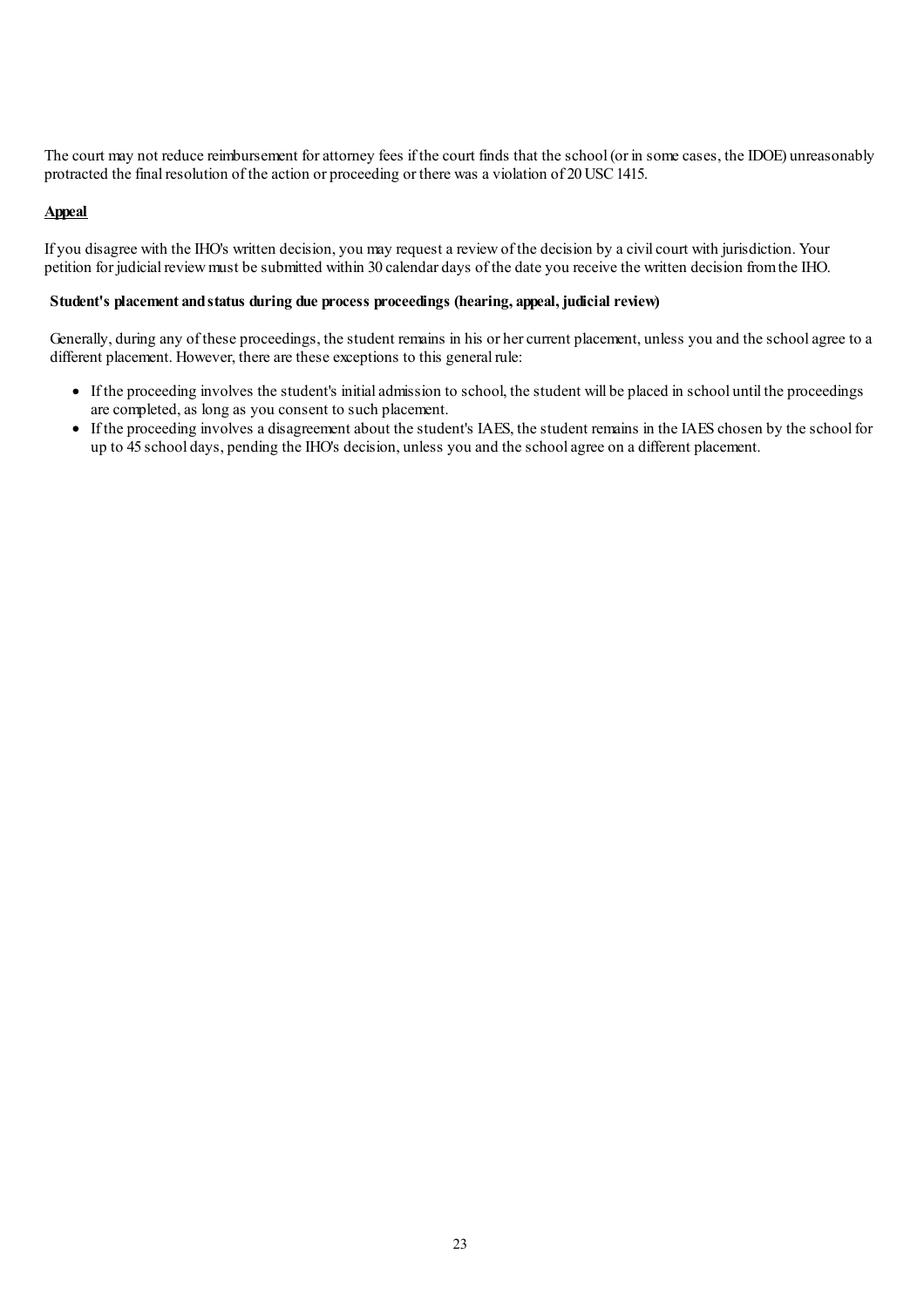The court may not reduce reimbursement for attorney fees if the court finds that the school (or in some cases, the IDOE) unreasonably protracted the final resolution of the action or proceeding or there was a violation of 20 USC 1415.

## Appeal

If you disagree with the IHO's written decision, you may request a review of the decision by a civil court with jurisdiction. Your petition for judicial review must be submitted within 30 calendar days of the date you receive the written decision from the IHO.

### Student's placement and status during due process proceedings (hearing, appeal, judicial review)

Generally, during any of these proceedings, the student remains in his or her current placement, unless you and the school agree to a different placement. However, there are these exceptions to this general rule:

- If the proceeding involves the student's initial admission to school, the student will be placed in school until the proceedings are completed, as long as you consent to such placement.
- If the proceeding involves a disagreement about the student's IAES, the student remains in the IAES chosen by the school for up to 45 school days, pending the IHO's decision, unless you and the school agree on a different placement.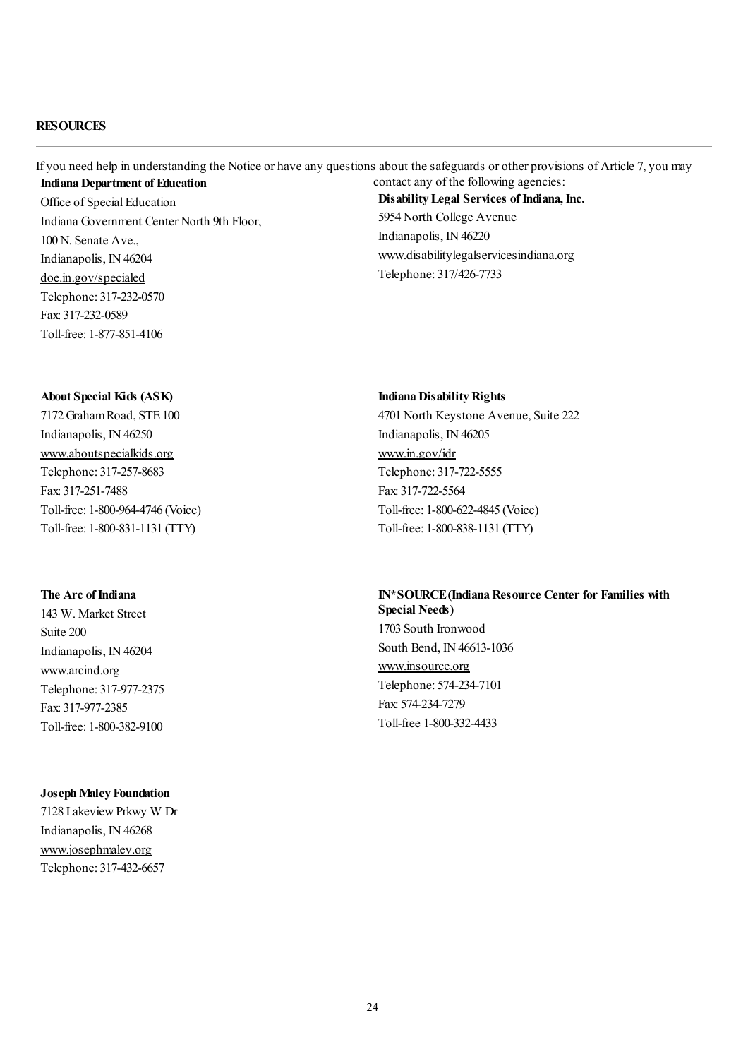## RESOURCES

If you need help in understanding the Notice or have any questions about the safeguards or other provisions of Article 7, you may contact any of the following agencies:

**Indiana Department of Education**
Office of Special Education
Indiana Government Center North 9th Floor,
100 N. Senate Ave.,
Indianapolis, IN 46204
doe.in.gov/specialed
Telephone: 317-232-0570
Fax: 317-232-0589
Toll-free: 1-877-851-4106

**Disability Legal Services of Indiana, Inc.**
5954 North College Avenue
Indianapolis, IN 46220
www.disabilitylegalservicesindiana.org
Telephone: 317/426-7733

**About Special Kids (ASK)**
7172 Graham Road, STE 100
Indianapolis, IN 46250
www.aboutspecialkids.org
Telephone: 317-257-8683
Fax: 317-251-7488
Toll-free: 1-800-964-4746 (Voice)
Toll-free: 1-800-831-1131 (TTY)

**Indiana Disability Rights**
4701 North Keystone Avenue, Suite 222
Indianapolis, IN 46205
www.in.gov/idr
Telephone: 317-722-5555
Fax: 317-722-5564
Toll-free: 1-800-622-4845 (Voice)
Toll-free: 1-800-838-1131 (TTY)

**The Arc of Indiana**
143 W. Market Street
Suite 200
Indianapolis, IN 46204
www.arcind.org
Telephone: 317-977-2375
Fax: 317-977-2385
Toll-free: 1-800-382-9100

**IN*SOURCE (Indiana Resource Center for Families with Special Needs)**
1703 South Ironwood
South Bend, IN 46613-1036
www.insource.org
Telephone: 574-234-7101
Fax: 574-234-7279
Toll-free 1-800-332-4433

**Joseph Maley Foundation**
7128 Lakeview Prkwy W Dr
Indianapolis, IN 46268
www.josephmaley.org
Telephone: 317-432-6657